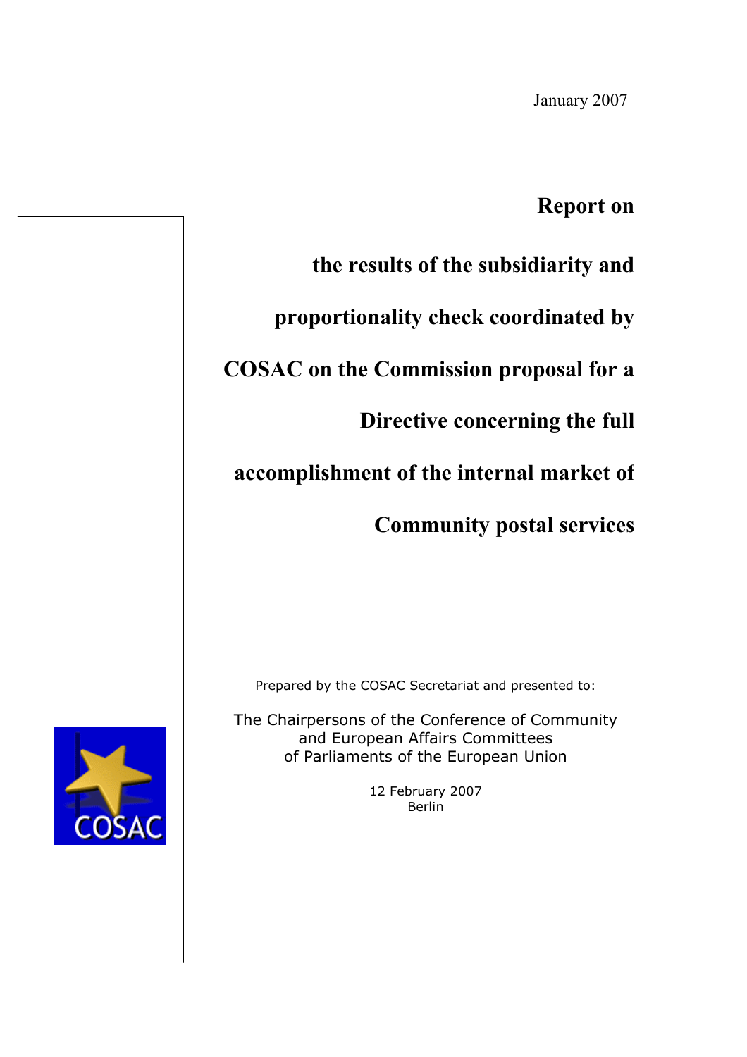January 2007

# Report on the results of the subsidiarity and proportionality check coordinated by COSAC on the Commission proposal for a Directive concerning the full accomplishment of the internal market of Community postal services

Prepared by the COSAC Secretariat and presented to:

The Chairpersons of the Conference of Community and European Affairs Committees of Parliaments of the European Union

12 February 2007
Berlin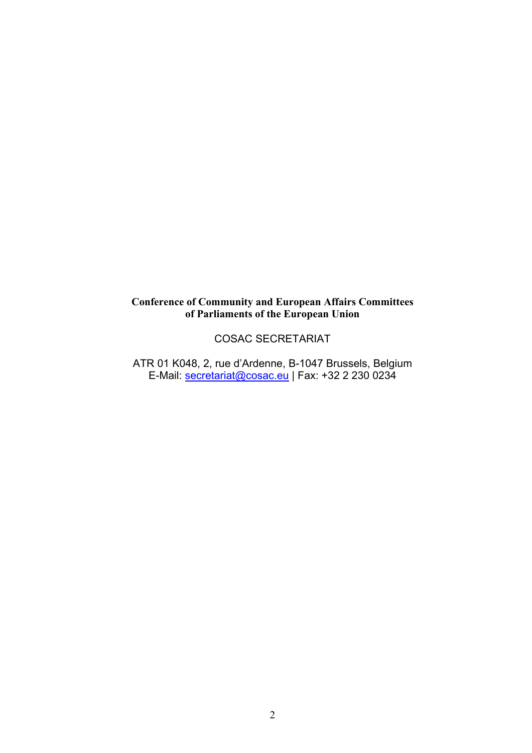**Conference of Community and European Affairs Committees of Parliaments of the European Union**

COSAC SECRETARIAT

ATR 01 K048, 2, rue d'Ardenne, B-1047 Brussels, Belgium
E-Mail: secretariat@cosac.eu | Fax: +32 2 230 0234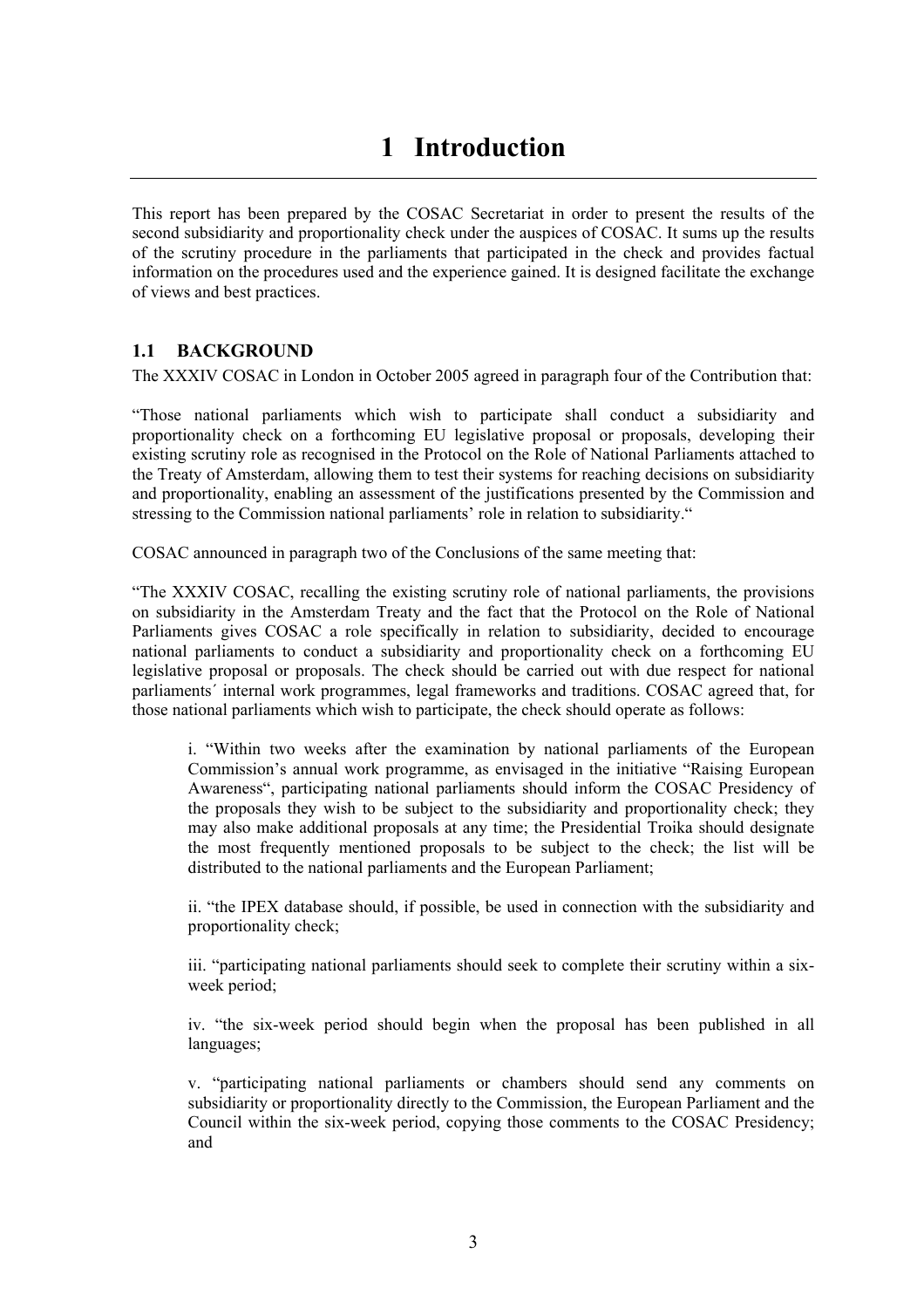# 1 Introduction

This report has been prepared by the COSAC Secretariat in order to present the results of the second subsidiarity and proportionality check under the auspices of COSAC. It sums up the results of the scrutiny procedure in the parliaments that participated in the check and provides factual information on the procedures used and the experience gained. It is designed facilitate the exchange of views and best practices.

## 1.1 BACKGROUND

The XXXIV COSAC in London in October 2005 agreed in paragraph four of the Contribution that:

"Those national parliaments which wish to participate shall conduct a subsidiarity and proportionality check on a forthcoming EU legislative proposal or proposals, developing their existing scrutiny role as recognised in the Protocol on the Role of National Parliaments attached to the Treaty of Amsterdam, allowing them to test their systems for reaching decisions on subsidiarity and proportionality, enabling an assessment of the justifications presented by the Commission and stressing to the Commission national parliaments' role in relation to subsidiarity."

COSAC announced in paragraph two of the Conclusions of the same meeting that:

"The XXXIV COSAC, recalling the existing scrutiny role of national parliaments, the provisions on subsidiarity in the Amsterdam Treaty and the fact that the Protocol on the Role of National Parliaments gives COSAC a role specifically in relation to subsidiarity, decided to encourage national parliaments to conduct a subsidiarity and proportionality check on a forthcoming EU legislative proposal or proposals. The check should be carried out with due respect for national parliaments´ internal work programmes, legal frameworks and traditions. COSAC agreed that, for those national parliaments which wish to participate, the check should operate as follows:

> i. "Within two weeks after the examination by national parliaments of the European Commission's annual work programme, as envisaged in the initiative "Raising European Awareness", participating national parliaments should inform the COSAC Presidency of the proposals they wish to be subject to the subsidiarity and proportionality check; they may also make additional proposals at any time; the Presidential Troika should designate the most frequently mentioned proposals to be subject to the check; the list will be distributed to the national parliaments and the European Parliament;
>
> ii. "the IPEX database should, if possible, be used in connection with the subsidiarity and proportionality check;
>
> iii. "participating national parliaments should seek to complete their scrutiny within a six-week period;
>
> iv. "the six-week period should begin when the proposal has been published in all languages;
>
> v. "participating national parliaments or chambers should send any comments on subsidiarity or proportionality directly to the Commission, the European Parliament and the Council within the six-week period, copying those comments to the COSAC Presidency; and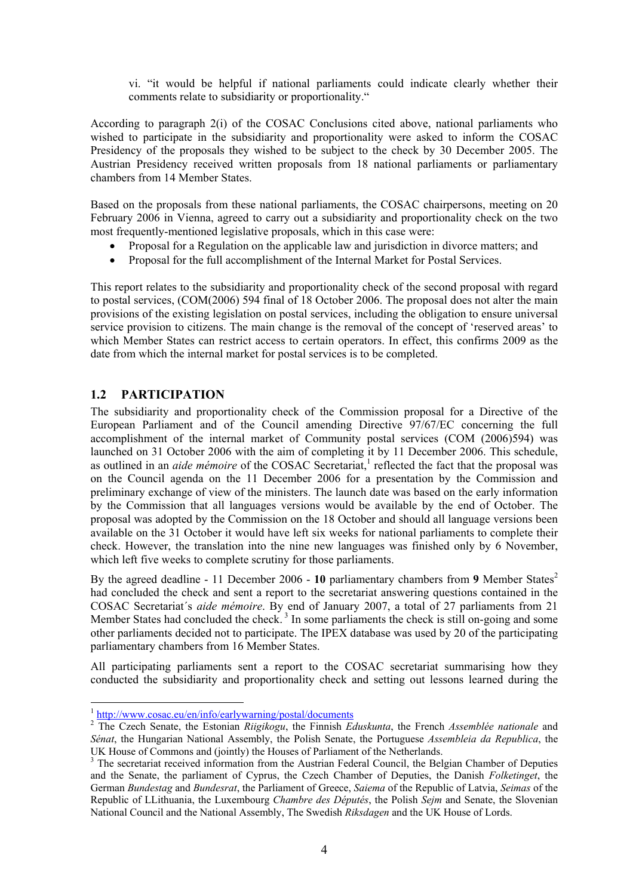vi. “it would be helpful if national parliaments could indicate clearly whether their comments relate to subsidiarity or proportionality.“

According to paragraph 2(i) of the COSAC Conclusions cited above, national parliaments who wished to participate in the subsidiarity and proportionality were asked to inform the COSAC Presidency of the proposals they wished to be subject to the check by 30 December 2005. The Austrian Presidency received written proposals from 18 national parliaments or parliamentary chambers from 14 Member States.

Based on the proposals from these national parliaments, the COSAC chairpersons, meeting on 20 February 2006 in Vienna, agreed to carry out a subsidiarity and proportionality check on the two most frequently-mentioned legislative proposals, which in this case were:

- Proposal for a Regulation on the applicable law and jurisdiction in divorce matters; and
- Proposal for the full accomplishment of the Internal Market for Postal Services.

This report relates to the subsidiarity and proportionality check of the second proposal with regard to postal services, (COM(2006) 594 final of 18 October 2006. The proposal does not alter the main provisions of the existing legislation on postal services, including the obligation to ensure universal service provision to citizens. The main change is the removal of the concept of ‘reserved areas’ to which Member States can restrict access to certain operators. In effect, this confirms 2009 as the date from which the internal market for postal services is to be completed.

## 1.2 PARTICIPATION

The subsidiarity and proportionality check of the Commission proposal for a Directive of the European Parliament and of the Council amending Directive 97/67/EC concerning the full accomplishment of the internal market of Community postal services (COM (2006)594) was launched on 31 October 2006 with the aim of completing it by 11 December 2006. This schedule, as outlined in an *aide mémoire* of the COSAC Secretariat,[1] reflected the fact that the proposal was on the Council agenda on the 11 December 2006 for a presentation by the Commission and preliminary exchange of view of the ministers. The launch date was based on the early information by the Commission that all languages versions would be available by the end of October. The proposal was adopted by the Commission on the 18 October and should all language versions been available on the 31 October it would have left six weeks for national parliaments to complete their check. However, the translation into the nine new languages was finished only by 6 November, which left five weeks to complete scrutiny for those parliaments.

By the agreed deadline - 11 December 2006 - **10** parliamentary chambers from **9** Member States[2] had concluded the check and sent a report to the secretariat answering questions contained in the COSAC Secretariat´s *aide mémoire*. By end of January 2007, a total of 27 parliaments from 21 Member States had concluded the check.[3] In some parliaments the check is still on-going and some other parliaments decided not to participate. The IPEX database was used by 20 of the participating parliamentary chambers from 16 Member States.

All participating parliaments sent a report to the COSAC secretariat summarising how they conducted the subsidiarity and proportionality check and setting out lessons learned during the

---

[1] http://www.cosac.eu/en/info/earlywarning/postal/documents

[2] The Czech Senate, the Estonian *Riigikogu*, the Finnish *Eduskunta*, the French *Assemblée nationale* and *Sénat*, the Hungarian National Assembly, the Polish Senate, the Portuguese *Assembleia da Republica*, the UK House of Commons and (jointly) the Houses of Parliament of the Netherlands.

[3] The secretariat received information from the Austrian Federal Council, the Belgian Chamber of Deputies and the Senate, the parliament of Cyprus, the Czech Chamber of Deputies, the Danish *Folketinget*, the German *Bundestag* and *Bundesrat*, the Parliament of Greece, *Saiema* of the Republic of Latvia, *Seimas* of the Republic of LLithuania, the Luxembourg *Chambre des Députés*, the Polish *Sejm* and Senate, the Slovenian National Council and the National Assembly, The Swedish *Riksdagen* and the UK House of Lords.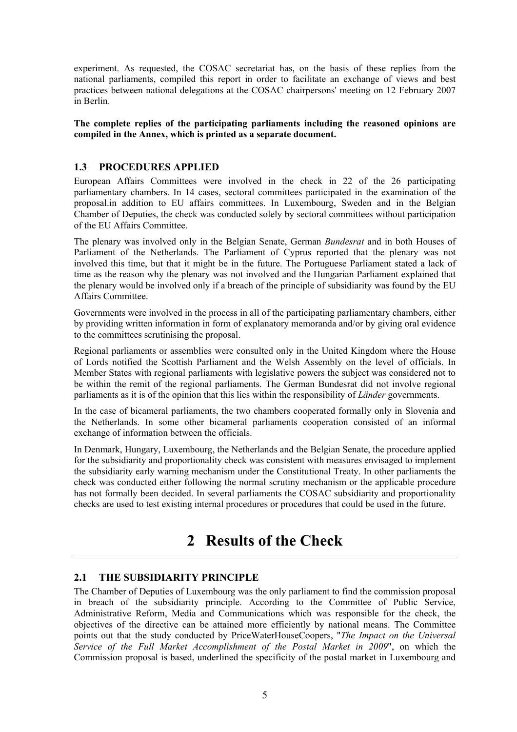experiment. As requested, the COSAC secretariat has, on the basis of these replies from the national parliaments, compiled this report in order to facilitate an exchange of views and best practices between national delegations at the COSAC chairpersons' meeting on 12 February 2007 in Berlin.

**The complete replies of the participating parliaments including the reasoned opinions are compiled in the Annex, which is printed as a separate document.**

### 1.3 PROCEDURES APPLIED

European Affairs Committees were involved in the check in 22 of the 26 participating parliamentary chambers. In 14 cases, sectoral committees participated in the examination of the proposal.in addition to EU affairs committees. In Luxembourg, Sweden and in the Belgian Chamber of Deputies, the check was conducted solely by sectoral committees without participation of the EU Affairs Committee.

The plenary was involved only in the Belgian Senate, German *Bundesrat* and in both Houses of Parliament of the Netherlands. The Parliament of Cyprus reported that the plenary was not involved this time, but that it might be in the future. The Portuguese Parliament stated a lack of time as the reason why the plenary was not involved and the Hungarian Parliament explained that the plenary would be involved only if a breach of the principle of subsidiarity was found by the EU Affairs Committee.

Governments were involved in the process in all of the participating parliamentary chambers, either by providing written information in form of explanatory memoranda and/or by giving oral evidence to the committees scrutinising the proposal.

Regional parliaments or assemblies were consulted only in the United Kingdom where the House of Lords notified the Scottish Parliament and the Welsh Assembly on the level of officials. In Member States with regional parliaments with legislative powers the subject was considered not to be within the remit of the regional parliaments. The German Bundesrat did not involve regional parliaments as it is of the opinion that this lies within the responsibility of *Länder* governments.

In the case of bicameral parliaments, the two chambers cooperated formally only in Slovenia and the Netherlands. In some other bicameral parliaments cooperation consisted of an informal exchange of information between the officials.

In Denmark, Hungary, Luxembourg, the Netherlands and the Belgian Senate, the procedure applied for the subsidiarity and proportionality check was consistent with measures envisaged to implement the subsidiarity early warning mechanism under the Constitutional Treaty. In other parliaments the check was conducted either following the normal scrutiny mechanism or the applicable procedure has not formally been decided. In several parliaments the COSAC subsidiarity and proportionality checks are used to test existing internal procedures or procedures that could be used in the future.

# 2 Results of the Check

### 2.1 THE SUBSIDIARITY PRINCIPLE

The Chamber of Deputies of Luxembourg was the only parliament to find the commission proposal in breach of the subsidiarity principle. According to the Committee of Public Service, Administrative Reform, Media and Communications which was responsible for the check, the objectives of the directive can be attained more efficiently by national means. The Committee points out that the study conducted by PriceWaterHouseCoopers, "*The Impact on the Universal Service of the Full Market Accomplishment of the Postal Market in 2009*", on which the Commission proposal is based, underlined the specificity of the postal market in Luxembourg and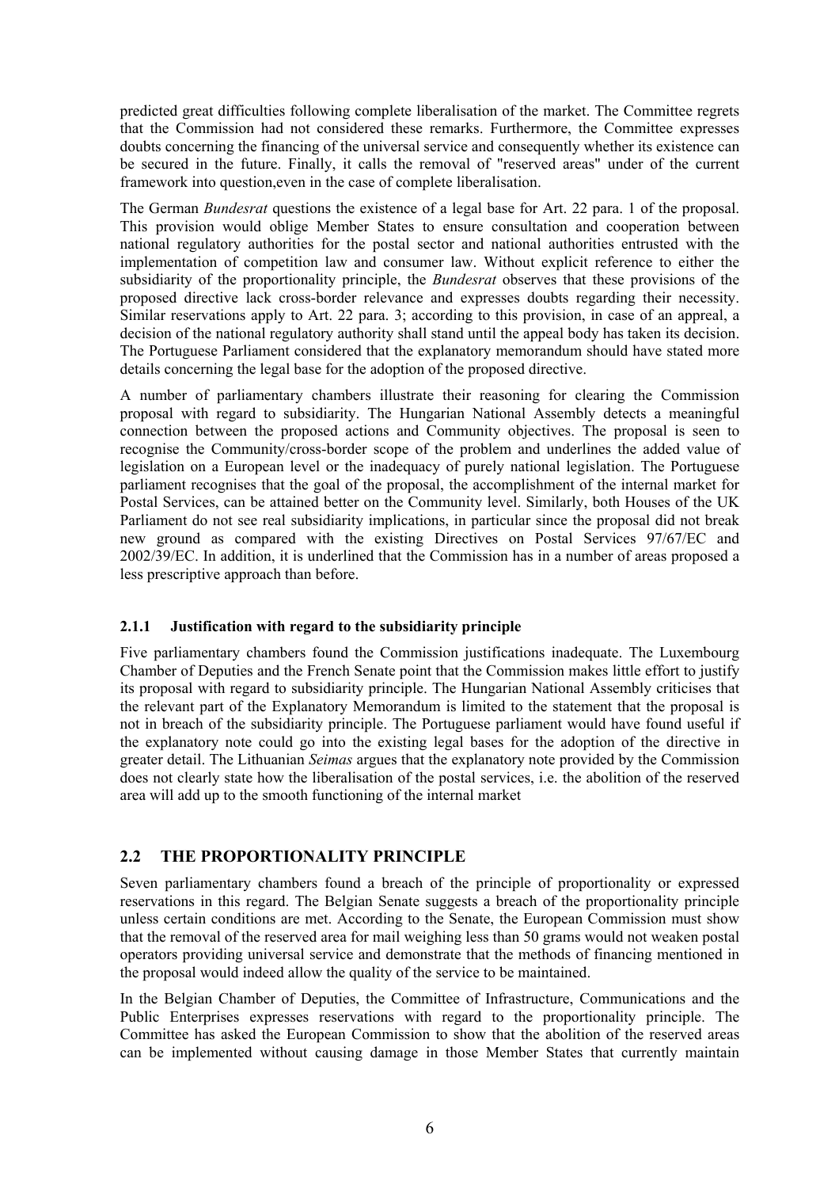predicted great difficulties following complete liberalisation of the market. The Committee regrets that the Commission had not considered these remarks. Furthermore, the Committee expresses doubts concerning the financing of the universal service and consequently whether its existence can be secured in the future. Finally, it calls the removal of "reserved areas" under of the current framework into question,even in the case of complete liberalisation.

The German *Bundesrat* questions the existence of a legal base for Art. 22 para. 1 of the proposal. This provision would oblige Member States to ensure consultation and cooperation between national regulatory authorities for the postal sector and national authorities entrusted with the implementation of competition law and consumer law. Without explicit reference to either the subsidiarity of the proportionality principle, the *Bundesrat* observes that these provisions of the proposed directive lack cross-border relevance and expresses doubts regarding their necessity. Similar reservations apply to Art. 22 para. 3; according to this provision, in case of an appeal, a decision of the national regulatory authority shall stand until the appeal body has taken its decision. The Portuguese Parliament considered that the explanatory memorandum should have stated more details concerning the legal base for the adoption of the proposed directive.

A number of parliamentary chambers illustrate their reasoning for clearing the Commission proposal with regard to subsidiarity. The Hungarian National Assembly detects a meaningful connection between the proposed actions and Community objectives. The proposal is seen to recognise the Community/cross-border scope of the problem and underlines the added value of legislation on a European level or the inadequacy of purely national legislation. The Portuguese parliament recognises that the goal of the proposal, the accomplishment of the internal market for Postal Services, can be attained better on the Community level. Similarly, both Houses of the UK Parliament do not see real subsidiarity implications, in particular since the proposal did not break new ground as compared with the existing Directives on Postal Services 97/67/EC and 2002/39/EC. In addition, it is underlined that the Commission has in a number of areas proposed a less prescriptive approach than before.

### 2.1.1 Justification with regard to the subsidiarity principle

Five parliamentary chambers found the Commission justifications inadequate. The Luxembourg Chamber of Deputies and the French Senate point that the Commission makes little effort to justify its proposal with regard to subsidiarity principle. The Hungarian National Assembly criticises that the relevant part of the Explanatory Memorandum is limited to the statement that the proposal is not in breach of the subsidiarity principle. The Portuguese parliament would have found useful if the explanatory note could go into the existing legal bases for the adoption of the directive in greater detail. The Lithuanian *Seimas* argues that the explanatory note provided by the Commission does not clearly state how the liberalisation of the postal services, i.e. the abolition of the reserved area will add up to the smooth functioning of the internal market

## 2.2 THE PROPORTIONALITY PRINCIPLE

Seven parliamentary chambers found a breach of the principle of proportionality or expressed reservations in this regard. The Belgian Senate suggests a breach of the proportionality principle unless certain conditions are met. According to the Senate, the European Commission must show that the removal of the reserved area for mail weighing less than 50 grams would not weaken postal operators providing universal service and demonstrate that the methods of financing mentioned in the proposal would indeed allow the quality of the service to be maintained.

In the Belgian Chamber of Deputies, the Committee of Infrastructure, Communications and the Public Enterprises expresses reservations with regard to the proportionality principle. The Committee has asked the European Commission to show that the abolition of the reserved areas can be implemented without causing damage in those Member States that currently maintain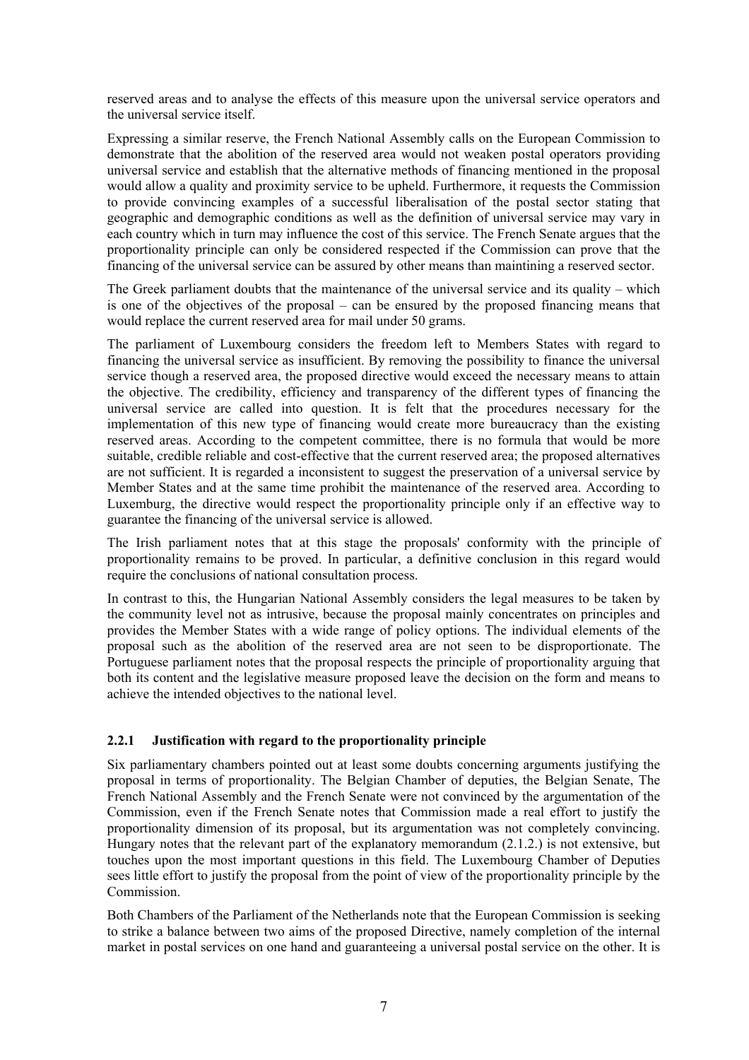reserved areas and to analyse the effects of this measure upon the universal service operators and the universal service itself.

Expressing a similar reserve, the French National Assembly calls on the European Commission to demonstrate that the abolition of the reserved area would not weaken postal operators providing universal service and establish that the alternative methods of financing mentioned in the proposal would allow a quality and proximity service to be upheld. Furthermore, it requests the Commission to provide convincing examples of a successful liberalisation of the postal sector stating that geographic and demographic conditions as well as the definition of universal service may vary in each country which in turn may influence the cost of this service. The French Senate argues that the proportionality principle can only be considered respected if the Commission can prove that the financing of the universal service can be assured by other means than maintining a reserved sector.

The Greek parliament doubts that the maintenance of the universal service and its quality – which is one of the objectives of the proposal – can be ensured by the proposed financing means that would replace the current reserved area for mail under 50 grams.

The parliament of Luxembourg considers the freedom left to Members States with regard to financing the universal service as insufficient. By removing the possibility to finance the universal service though a reserved area, the proposed directive would exceed the necessary means to attain the objective. The credibility, efficiency and transparency of the different types of financing the universal service are called into question. It is felt that the procedures necessary for the implementation of this new type of financing would create more bureaucracy than the existing reserved areas. According to the competent committee, there is no formula that would be more suitable, credible reliable and cost-effective that the current reserved area; the proposed alternatives are not sufficient. It is regarded a inconsistent to suggest the preservation of a universal service by Member States and at the same time prohibit the maintenance of the reserved area. According to Luxemburg, the directive would respect the proportionality principle only if an effective way to guarantee the financing of the universal service is allowed.

The Irish parliament notes that at this stage the proposals' conformity with the principle of proportionality remains to be proved. In particular, a definitive conclusion in this regard would require the conclusions of national consultation process.

In contrast to this, the Hungarian National Assembly considers the legal measures to be taken by the community level not as intrusive, because the proposal mainly concentrates on principles and provides the Member States with a wide range of policy options. The individual elements of the proposal such as the abolition of the reserved area are not seen to be disproportionate. The Portuguese parliament notes that the proposal respects the principle of proportionality arguing that both its content and the legislative measure proposed leave the decision on the form and means to achieve the intended objectives to the national level.

### 2.2.1 Justification with regard to the proportionality principle

Six parliamentary chambers pointed out at least some doubts concerning arguments justifying the proposal in terms of proportionality. The Belgian Chamber of deputies, the Belgian Senate, The French National Assembly and the French Senate were not convinced by the argumentation of the Commission, even if the French Senate notes that Commission made a real effort to justify the proportionality dimension of its proposal, but its argumentation was not completely convincing. Hungary notes that the relevant part of the explanatory memorandum (2.1.2.) is not extensive, but touches upon the most important questions in this field. The Luxembourg Chamber of Deputies sees little effort to justify the proposal from the point of view of the proportionality principle by the Commission.

Both Chambers of the Parliament of the Netherlands note that the European Commission is seeking to strike a balance between two aims of the proposed Directive, namely completion of the internal market in postal services on one hand and guaranteeing a universal postal service on the other. It is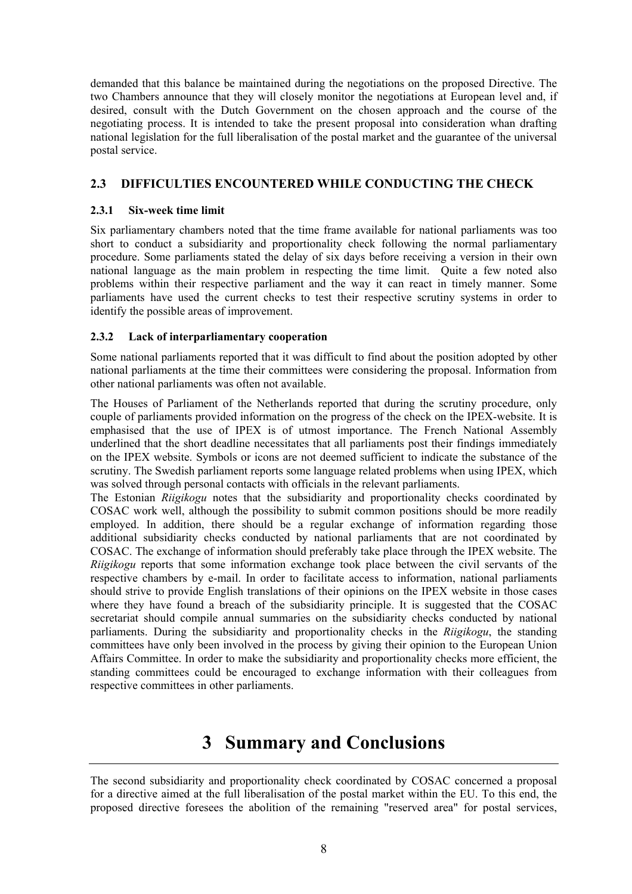demanded that this balance be maintained during the negotiations on the proposed Directive. The two Chambers announce that they will closely monitor the negotiations at European level and, if desired, consult with the Dutch Government on the chosen approach and the course of the negotiating process. It is intended to take the present proposal into consideration whan drafting national legislation for the full liberalisation of the postal market and the guarantee of the universal postal service.

### 2.3 DIFFICULTIES ENCOUNTERED WHILE CONDUCTING THE CHECK

#### 2.3.1 Six-week time limit

Six parliamentary chambers noted that the time frame available for national parliaments was too short to conduct a subsidiarity and proportionality check following the normal parliamentary procedure. Some parliaments stated the delay of six days before receiving a version in their own national language as the main problem in respecting the time limit. Quite a few noted also problems within their respective parliament and the way it can react in timely manner. Some parliaments have used the current checks to test their respective scrutiny systems in order to identify the possible areas of improvement.

#### 2.3.2 Lack of interparliamentary cooperation

Some national parliaments reported that it was difficult to find about the position adopted by other national parliaments at the time their committees were considering the proposal. Information from other national parliaments was often not available.

The Houses of Parliament of the Netherlands reported that during the scrutiny procedure, only couple of parliaments provided information on the progress of the check on the IPEX-website. It is emphasised that the use of IPEX is of utmost importance. The French National Assembly underlined that the short deadline necessitates that all parliaments post their findings immediately on the IPEX website. Symbols or icons are not deemed sufficient to indicate the substance of the scrutiny. The Swedish parliament reports some language related problems when using IPEX, which was solved through personal contacts with officials in the relevant parliaments.

The Estonian *Riigikogu* notes that the subsidiarity and proportionality checks coordinated by COSAC work well, although the possibility to submit common positions should be more readily employed. In addition, there should be a regular exchange of information regarding those additional subsidiarity checks conducted by national parliaments that are not coordinated by COSAC. The exchange of information should preferably take place through the IPEX website. The *Riigikogu* reports that some information exchange took place between the civil servants of the respective chambers by e-mail. In order to facilitate access to information, national parliaments should strive to provide English translations of their opinions on the IPEX website in those cases where they have found a breach of the subsidiarity principle. It is suggested that the COSAC secretariat should compile annual summaries on the subsidiarity checks conducted by national parliaments. During the subsidiarity and proportionality checks in the *Riigikogu*, the standing committees have only been involved in the process by giving their opinion to the European Union Affairs Committee. In order to make the subsidiarity and proportionality checks more efficient, the standing committees could be encouraged to exchange information with their colleagues from respective committees in other parliaments.

# 3 Summary and Conclusions

The second subsidiarity and proportionality check coordinated by COSAC concerned a proposal for a directive aimed at the full liberalisation of the postal market within the EU. To this end, the proposed directive foresees the abolition of the remaining "reserved area" for postal services,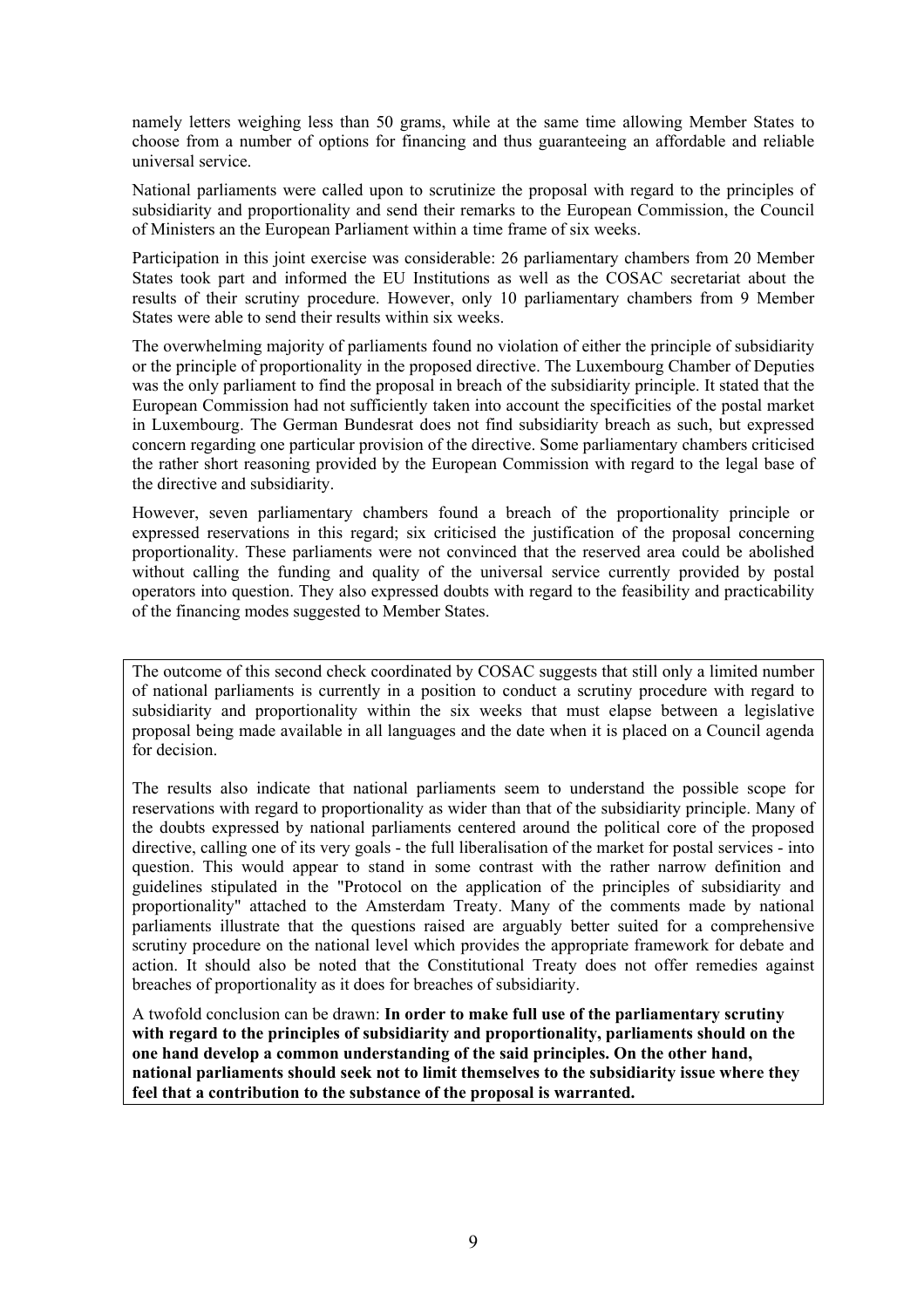namely letters weighing less than 50 grams, while at the same time allowing Member States to choose from a number of options for financing and thus guaranteeing an affordable and reliable universal service.

National parliaments were called upon to scrutinize the proposal with regard to the principles of subsidiarity and proportionality and send their remarks to the European Commission, the Council of Ministers an the European Parliament within a time frame of six weeks.

Participation in this joint exercise was considerable: 26 parliamentary chambers from 20 Member States took part and informed the EU Institutions as well as the COSAC secretariat about the results of their scrutiny procedure. However, only 10 parliamentary chambers from 9 Member States were able to send their results within six weeks.

The overwhelming majority of parliaments found no violation of either the principle of subsidiarity or the principle of proportionality in the proposed directive. The Luxembourg Chamber of Deputies was the only parliament to find the proposal in breach of the subsidiarity principle. It stated that the European Commission had not sufficiently taken into account the specificities of the postal market in Luxembourg. The German Bundesrat does not find subsidiarity breach as such, but expressed concern regarding one particular provision of the directive. Some parliamentary chambers criticised the rather short reasoning provided by the European Commission with regard to the legal base of the directive and subsidiarity.

However, seven parliamentary chambers found a breach of the proportionality principle or expressed reservations in this regard; six criticised the justification of the proposal concerning proportionality. These parliaments were not convinced that the reserved area could be abolished without calling the funding and quality of the universal service currently provided by postal operators into question. They also expressed doubts with regard to the feasibility and practicability of the financing modes suggested to Member States.

The outcome of this second check coordinated by COSAC suggests that still only a limited number of national parliaments is currently in a position to conduct a scrutiny procedure with regard to subsidiarity and proportionality within the six weeks that must elapse between a legislative proposal being made available in all languages and the date when it is placed on a Council agenda for decision.

The results also indicate that national parliaments seem to understand the possible scope for reservations with regard to proportionality as wider than that of the subsidiarity principle. Many of the doubts expressed by national parliaments centered around the political core of the proposed directive, calling one of its very goals - the full liberalisation of the market for postal services - into question. This would appear to stand in some contrast with the rather narrow definition and guidelines stipulated in the "Protocol on the application of the principles of subsidiarity and proportionality" attached to the Amsterdam Treaty. Many of the comments made by national parliaments illustrate that the questions raised are arguably better suited for a comprehensive scrutiny procedure on the national level which provides the appropriate framework for debate and action. It should also be noted that the Constitutional Treaty does not offer remedies against breaches of proportionality as it does for breaches of subsidiarity.

A twofold conclusion can be drawn: **In order to make full use of the parliamentary scrutiny with regard to the principles of subsidiarity and proportionality, parliaments should on the one hand develop a common understanding of the said principles. On the other hand, national parliaments should seek not to limit themselves to the subsidiarity issue where they feel that a contribution to the substance of the proposal is warranted.**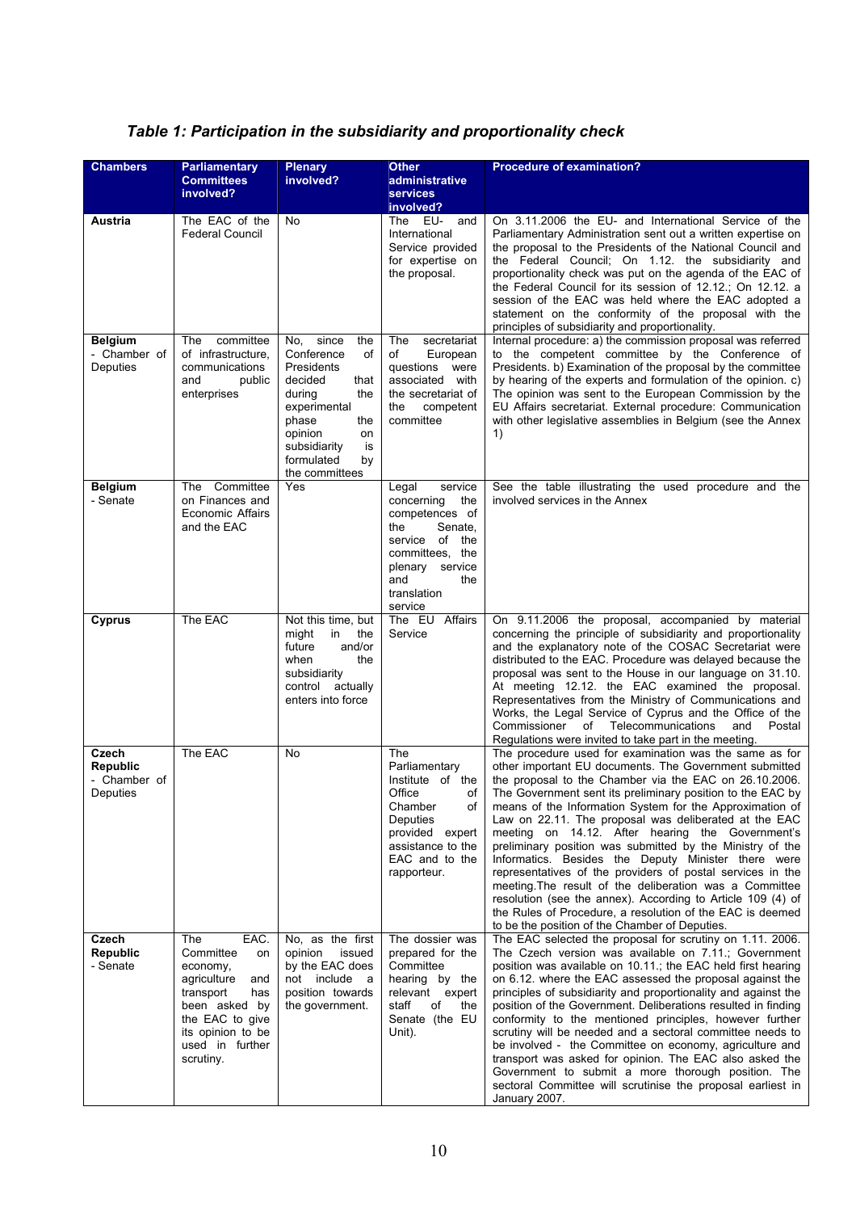### *Table 1: Participation in the subsidiarity and proportionality check*

| Chambers | Parliamentary Committees involved? | Plenary involved? | Other administrative services involved? | Procedure of examination? |
|---|---|---|---|---|
| **Austria** | The EAC of the Federal Council | No | The EU- and International Service provided for expertise on the proposal. | On 3.11.2006 the EU- and International Service of the Parliamentary Administration sent out a written expertise on the proposal to the Presidents of the National Council and the Federal Council; On 1.12. the subsidiarity and proportionality check was put on the agenda of the EAC of the Federal Council for its session of 12.12.; On 12.12. a session of the EAC was held where the EAC adopted a statement on the conformity of the proposal with the principles of subsidiarity and proportionality. |
| **Belgium** - Chamber of Deputies | The committee of infrastructure, communications and public enterprises | No, since the Conference of Presidents decided that during the experimental phase the opinion on subsidiarity is formulated by the committees | The secretariat of European questions were associated with the secretariat of the competent committee | Internal procedure: a) the commission proposal was referred to the competent committee by the Conference of Presidents. b) Examination of the proposal by the committee by hearing of the experts and formulation of the opinion. c) The opinion was sent to the European Commission by the EU Affairs secretariat. External procedure: Communication with other legislative assemblies in Belgium (see the Annex 1) |
| **Belgium** - Senate | The Committee on Finances and Economic Affairs and the EAC | Yes | Legal service concerning the competences of the Senate, service of the committees, the plenary service and the translation service | See the table illustrating the used procedure and the involved services in the Annex |
| **Cyprus** | The EAC | Not this time, but might in the future and/or when the subsidiarity control actually enters into force | The EU Affairs Service | On 9.11.2006 the proposal, accompanied by material concerning the principle of subsidiarity and proportionality and the explanatory note of the COSAC Secretariat were distributed to the EAC. Procedure was delayed because the proposal was sent to the House in our language on 31.10. At meeting 12.12. the EAC examined the proposal. Representatives from the Ministry of Communications and Works, the Legal Service of Cyprus and the Office of the Commissioner of Telecommunications and Postal Regulations were invited to take part in the meeting. |
| **Czech Republic** - Chamber of Deputies | The EAC | No | The Parliamentary Institute of the Office of Chamber of Deputies provided expert assistance to the EAC and to the rapporteur. | The procedure used for examination was the same as for other important EU documents. The Government submitted the proposal to the Chamber via the EAC on 26.10.2006. The Government sent its preliminary position to the EAC by means of the Information System for the Approximation of Law on 22.11. The proposal was deliberated at the EAC meeting on 14.12. After hearing the Government's preliminary position was submitted by the Ministry of the Informatics. Besides the Deputy Minister there were representatives of the providers of postal services in the meeting.The result of the deliberation was a Committee resolution (see the annex). According to Article 109 (4) of the Rules of Procedure, a resolution of the EAC is deemed to be the position of the Chamber of Deputies. |
| **Czech Republic** - Senate | The EAC. Committee on economy, agriculture and transport has been asked by the EAC to give its opinion to be used in further scrutiny. | No, as the first opinion issued by the EAC does not include a position towards the government. | The dossier was prepared for the Committee hearing by the relevant expert staff of the Senate (the EU Unit). | The EAC selected the proposal for scrutiny on 1.11. 2006. The Czech version was available on 7.11.; Government position was available on 10.11.; the EAC held first hearing on 6.12. where the EAC assessed the proposal against the principles of subsidiarity and proportionality and against the position of the Government. Deliberations resulted in finding conformity to the mentioned principles, however further scrutiny will be needed and a sectoral committee needs to be involved - the Committee on economy, agriculture and transport was asked for opinion. The EAC also asked the Government to submit a more thorough position. The sectoral Committee will scrutinise the proposal earliest in January 2007. |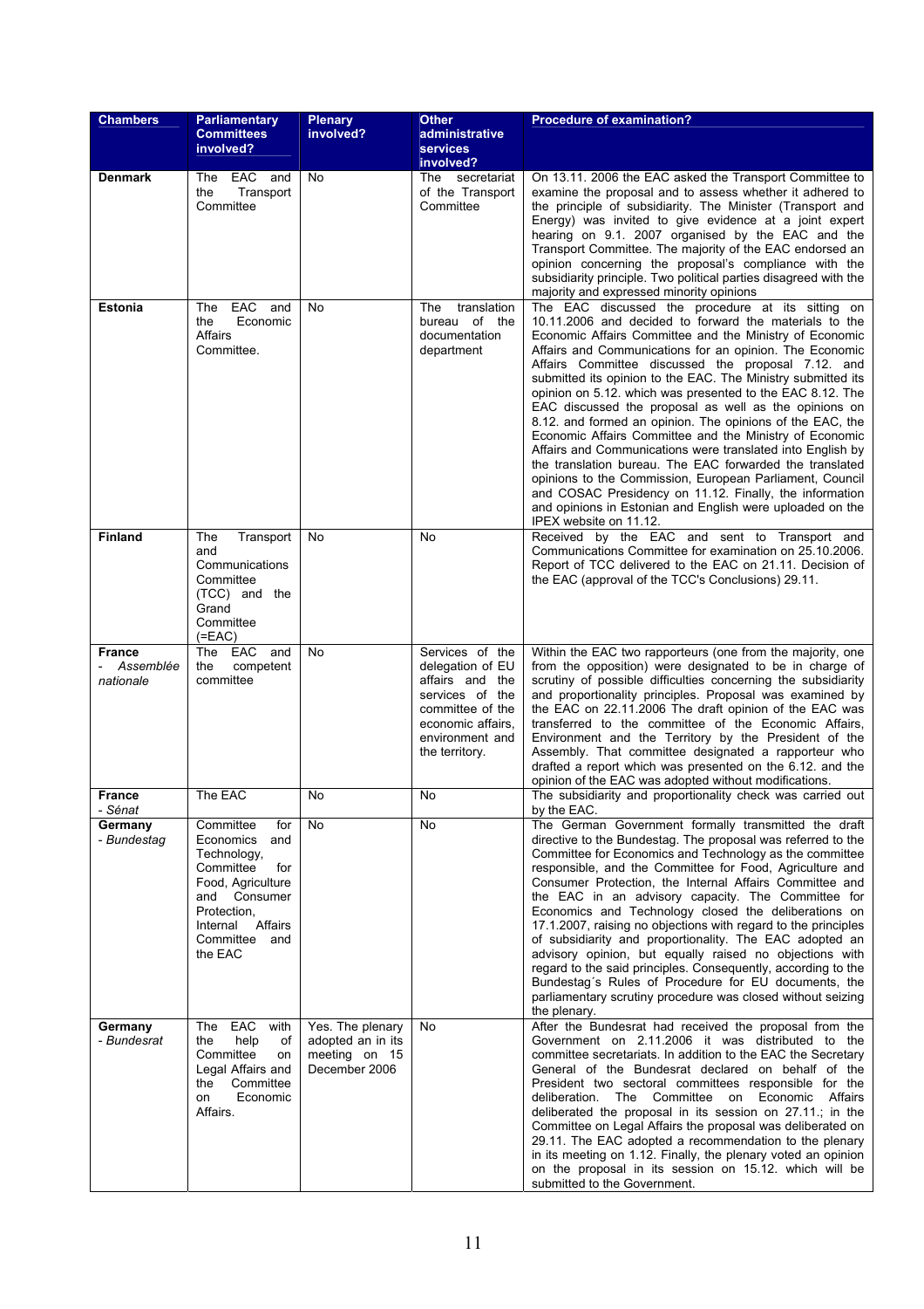| Chambers | Parliamentary Committees involved? | Plenary involved? | Other administrative services involved? | Procedure of examination? |
|---|---|---|---|---|
| **Denmark** | The EAC and the Transport Committee | No | The secretariat of the Transport Committee | On 13.11. 2006 the EAC asked the Transport Committee to examine the proposal and to assess whether it adhered to the principle of subsidiarity. The Minister (Transport and Energy) was invited to give evidence at a joint expert hearing on 9.1. 2007 organised by the EAC and the Transport Committee. The majority of the EAC endorsed an opinion concerning the proposal's compliance with the subsidiarity principle. Two political parties disagreed with the majority and expressed minority opinions |
| **Estonia** | The EAC and the Economic Affairs Committee. | No | The translation bureau of the documentation department | The EAC discussed the procedure at its sitting on 10.11.2006 and decided to forward the materials to the Economic Affairs Committee and the Ministry of Economic Affairs and Communications for an opinion. The Economic Affairs Committee discussed the proposal 7.12. and submitted its opinion to the EAC. The Ministry submitted its opinion on 5.12. which was presented to the EAC 8.12. The EAC discussed the proposal as well as the opinions on 8.12. and formed an opinion. The opinions of the EAC, the Economic Affairs Committee and the Ministry of Economic Affairs and Communications were translated into English by the translation bureau. The EAC forwarded the translated opinions to the Commission, European Parliament, Council and COSAC Presidency on 11.12. Finally, the information and opinions in Estonian and English were uploaded on the IPEX website on 11.12. |
| **Finland** | The Transport and Communications Committee (TCC) and the Grand Committee (=EAC) | No | No | Received by the EAC and sent to Transport and Communications Committee for examination on 25.10.2006. Report of TCC delivered to the EAC on 21.11. Decision of the EAC (approval of the TCC's Conclusions) 29.11. |
| **France** - *Assemblée nationale* | The EAC and the competent committee | No | Services of the delegation of EU affairs and the services of the committee of the economic affairs, environment and the territory. | Within the EAC two rapporteurs (one from the majority, one from the opposition) were designated to be in charge of scrutiny of possible difficulties concerning the subsidiarity and proportionality principles. Proposal was examined by the EAC on 22.11.2006 The draft opinion of the EAC was transferred to the committee of the Economic Affairs, Environment and the Territory by the President of the Assembly. That committee designated a rapporteur who drafted a report which was presented on the 6.12. and the opinion of the EAC was adopted without modifications. |
| **France** - *Sénat* | The EAC | No | No | The subsidiarity and proportionality check was carried out by the EAC. |
| **Germany** - *Bundestag* | Committee for Economics and Technology, Committee for Food, Agriculture and Consumer Protection, Internal Affairs Committee and the EAC | No | No | The German Government formally transmitted the draft directive to the Bundestag. The proposal was referred to the Committee for Economics and Technology as the committee responsible, and the Committee for Food, Agriculture and Consumer Protection, the Internal Affairs Committee and the EAC in an advisory capacity. The Committee for Economics and Technology closed the deliberations on 17.1.2007, raising no objections with regard to the principles of subsidiarity and proportionality. The EAC adopted an advisory opinion, but equally raised no objections with regard to the said principles. Consequently, according to the Bundestag´s Rules of Procedure for EU documents, the parliamentary scrutiny procedure was closed without seizing the plenary. |
| **Germany** - *Bundesrat* | The EAC with the help of Committee on Legal Affairs and the Committee on Economic Affairs. | Yes. The plenary adopted an in its meeting on 15 December 2006 | No | After the Bundesrat had received the proposal from the Government on 2.11.2006 it was distributed to the committee secretariats. In addition to the EAC the Secretary General of the Bundesrat declared on behalf of the President two sectoral committees responsible for the deliberation. The Committee on Economic Affairs deliberated the proposal in its session on 27.11.; in the Committee on Legal Affairs the proposal was deliberated on 29.11. The EAC adopted a recommendation to the plenary in its meeting on 1.12. Finally, the plenary voted an opinion on the proposal in its session on 15.12. which will be submitted to the Government. |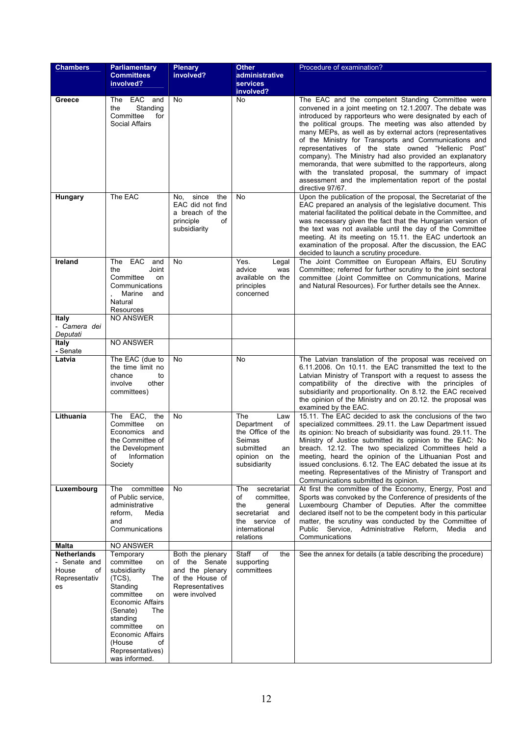| Chambers | Parliamentary Committees involved? | Plenary involved? | Other administrative services involved? | Procedure of examination? |
|---|---|---|---|---|
| **Greece** | The EAC and the Standing Committee for Social Affairs | No | No | The EAC and the competent Standing Committee were convened in a joint meeting on 12.1.2007. The debate was introduced by rapporteurs who were designated by each of the political groups. The meeting was also attended by many MEPs, as well as by external actors (representatives of the Ministry for Transports and Communications and representatives of the state owned "Hellenic Post" company). The Ministry had also provided an explanatory memoranda, that were submitted to the rapporteurs, along with the translated proposal, the summary of impact assessment and the implementation report of the postal directive 97/67. |
| **Hungary** | The EAC | No, since the EAC did not find a breach of the principle of subsidiarity | No | Upon the publication of the proposal, the Secretariat of the EAC prepared an analysis of the legislative document. This material facilitated the political debate in the Committee, and was necessary given the fact that the Hungarian version of the text was not available until the day of the Committee meeting. At its meeting on 15.11. the EAC undertook an examination of the proposal. After the discussion, the EAC decided to launch a scrutiny procedure. |
| **Ireland** | The EAC and the Joint Committee on Communications, Marine and Natural Resources | No | Yes. Legal advice was available on the principles concerned | The Joint Committee on European Affairs, EU Scrutiny Committee; referred for further scrutiny to the joint sectoral committee (Joint Committee on Communications, Marine and Natural Resources). For further details see the Annex. |
| **Italy** - *Camera dei Deputati* | NO ANSWER | | | |
| **Italy** - Senate | NO ANSWER | | | |
| **Latvia** | The EAC (due to the time limit no chance to involve other committees) | No | No | The Latvian translation of the proposal was received on 6.11.2006. On 10.11. the EAC transmitted the text to the Latvian Ministry of Transport with a request to assess the compatibility of the directive with the principles of subsidiarity and proportionality. On 8.12. the EAC received the opinion of the Ministry and on 20.12. the proposal was examined by the EAC. |
| **Lithuania** | The EAC, the Committee on Economics and the Committee of the Development of Information Society | No | The Law Department of the Office of the Seimas submitted an opinion on the subsidiarity | 15.11. The EAC decided to ask the conclusions of the two specialized committees. 29.11. the Law Department issued its opinion: No breach of subsidiarity was found. 29.11. The Ministry of Justice submitted its opinion to the EAC: No breach. 12.12. The two specialized Committees held a meeting, heard the opinion of the Lithuanian Post and issued conclusions. 6.12. The EAC debated the issue at its meeting. Representatives of the Ministry of Transport and Communications submitted its opinion. |
| **Luxembourg** | The committee of Public service, administrative reform, Media and Communications | No | The secretariat of committee, the general secretariat and the service of international relations | At first the committee of the Economy, Energy, Post and Sports was convoked by the Conference of presidents of the Luxembourg Chamber of Deputies. After the committee declared itself not to be the competent body in this particular matter, the scrutiny was conducted by the Committee of Public Service, Administrative Reform, Media and Communications |
| **Malta** | NO ANSWER | | | |
| **Netherlands** - Senate and House of Representatives | Temporary committee on subsidiarity (TCS), The Standing committee on Economic Affairs (Senate) The standing committee on Economic Affairs (House of Representatives) was informed. | Both the plenary of the Senate and the plenary of the House of Representatives were involved | Staff of the supporting committees | See the annex for details (a table describing the procedure) |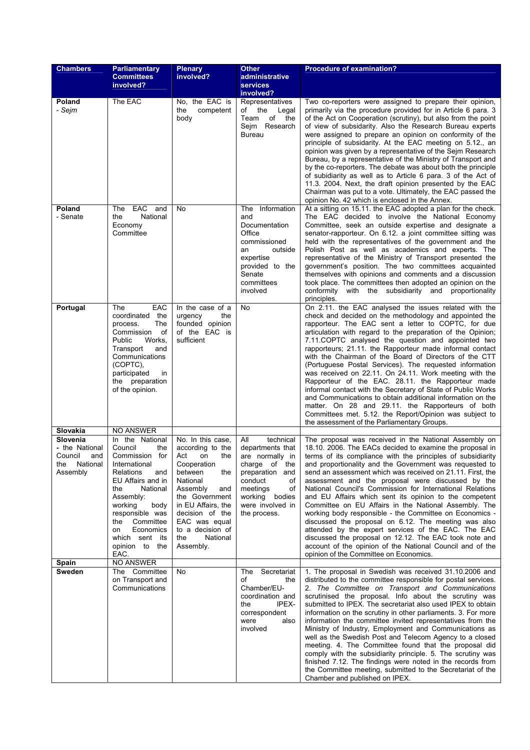| Chambers | Parliamentary Committees involved? | Plenary involved? | Other administrative services involved? | Procedure of examination? |
|---|---|---|---|---|
| **Poland** - *Sejm* | The EAC | No, the EAC is the competent body | Representatives of the Legal Team of the Sejm Research Bureau | Two co-reporters were assigned to prepare their opinion, primarily via the procedure provided for in Article 6 para. 3 of the Act on Cooperation (scrutiny), but also from the point of view of subsidiarity. Also the Research Bureau experts were assigned to prepare an opinion on conformity of the principle of subsidiarity. At the EAC meeting on 5.12., an opinion was given by a representative of the Sejm Research Bureau, by a representative of the Ministry of Transport and by the co-reporters. The debate was about both the principle of subidiarity as well as to Article 6 para. 3 of the Act of 11.3. 2004. Next, the draft opinion presented by the EAC Chairman was put to a vote. Ultimately, the EAC passed the opinion No. 42 which is enclosed in the Annex. |
| **Poland** - Senate | The EAC and the National Economy Committee | No | The Information and Documentation Office commissioned an outside expertise provided to the Senate committees involved | At a sitting on 15.11. the EAC adopted a plan for the check. The EAC decided to involve the National Economy Committee, seek an outside expertise and designate a senator-rapporteur. On 6.12. a joint committee sitting was held with the representatives of the government and the Polish Post as well as academics and experts. The representative of the Ministry of Transport presented the government's position. The two committees acquainted themselves with opinions and comments and a discussion took place. The committees then adopted an opinion on the conformity with the subsidiarity and proportionality principles. |
| **Portugal** | The EAC coordinated the process. The Commission of Public Works, Transport and Communications (COPTC), participated in the preparation of the opinion. | In the case of a urgency the founded opinion of the EAC is sufficient | No | On 2.11. the EAC analysed the issues related with the check and decided on the methodology and appointed the rapporteur. The EAC sent a letter to COPTC, for due articulation with regard to the preparation of the Opinion; 7.11.COPTC analysed the question and appointed two rapporteurs; 21.11. the Rapporteur made informal contact with the Chairman of the Board of Directors of the CTT (Portuguese Postal Services). The requested information was received on 22.11. On 24.11. Work meeting with the Rapporteur of the EAC. 28.11. the Rapporteur made informal contact with the Secretary of State of Public Works and Communications to obtain additional information on the matter. On 28 and 29.11. the Rapporteurs of both Committees met. 5.12. the Report/Opinion was subject to the assessment of the Parliamentary Groups. |
| **Slovakia** | NO ANSWER | | | |
| **Slovenia** - the National Council and the National Assembly | In the National Council the Commission for International Relations and EU Affairs and in the National Assembly: working body responsible was the Committee on Economics which sent its opinion to the EAC. | No. In this case, according to the Act on the Cooperation between the National Assembly and the Government in EU Affairs, the decision of the EAC was equal to a decision of the National Assembly. | All technical departments that are normally in charge of the preparation and conduct of meetings of working bodies were involved in the process. | The proposal was received in the National Assembly on 18.10. 2006. The EACs decided to examine the proposal in terms of its compliance with the principles of subsidiarity and proportionality and the Government was requested to send an assessment which was received on 21.11. First, the assessment and the proposal were discussed by the National Council's Commission for International Relations and EU Affairs which sent its opinion to the competent Committee on EU Affairs in the National Assembly. The working body responsible - the Committee on Economics - discussed the proposal on 6.12. The meeting was also attended by the expert services of the EAC. The EAC discussed the proposal on 12.12. The EAC took note and account of the opinion of the National Council and of the opinion of the Committee on Economics. |
| **Spain** | NO ANSWER | | | |
| **Sweden** | The Committee on Transport and Communications | No | The Secretariat of the Chamber/EU-coordination and the IPEX-correspondent were also involved | 1. The proposal in Swedish was received 31.10.2006 and distributed to the committee responsible for postal services. 2. *The Committee on Transport and Communications* scrutinised the proposal. Info about the scrutiny was submitted to IPEX. The secretariat also used IPEX to obtain information on the scrutiny in other parliaments. 3. For more information the committee invited representatives from the Ministry of Industry, Employment and Communications as well as the Swedish Post and Telecom Agency to a closed meeting. 4. The Committee found that the proposal did comply with the subsidiarity principle. 5. The scrutiny was finished 7.12. The findings were noted in the records from the Committee meeting, submitted to the Secretariat of the Chamber and published on IPEX. |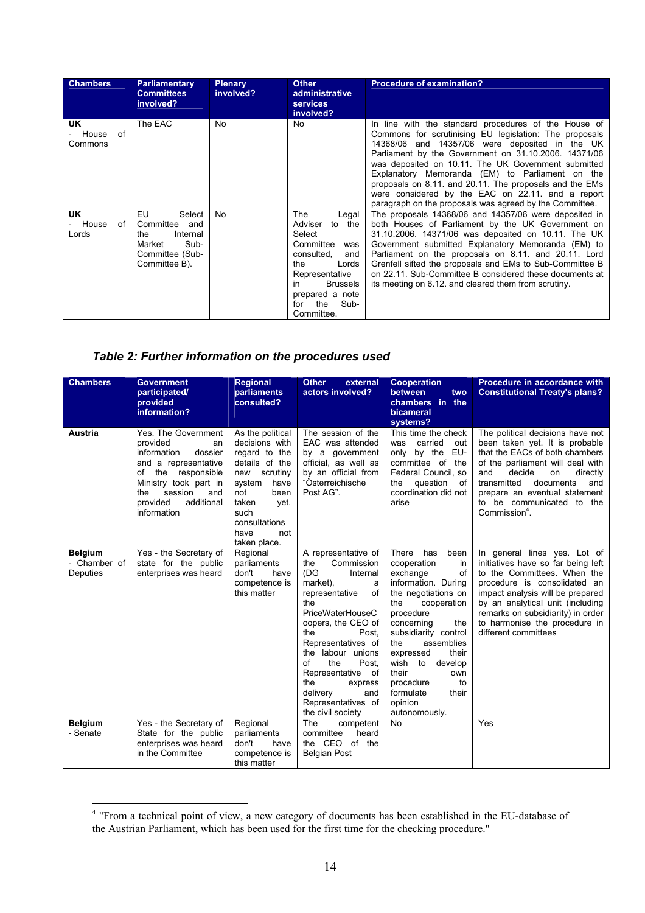| Chambers | Parliamentary Committees involved? | Plenary involved? | Other administrative services involved? | Procedure of examination? |
|---|---|---|---|---|
| **UK** - House of Commons | The EAC | No | No | In line with the standard procedures of the House of Commons for scrutinising EU legislation: The proposals 14368/06 and 14357/06 were deposited in the UK Parliament by the Government on 31.10.2006. 14371/06 was deposited on 10.11. The UK Government submitted Explanatory Memoranda (EM) to Parliament on the proposals on 8.11. and 20.11. The proposals and the EMs were considered by the EAC on 22.11. and a report paragraph on the proposals was agreed by the Committee. |
| **UK** - House of Lords | EU Select Committee and the Internal Market Sub-Committee (Sub-Committee B). | No | The Legal Adviser to the Select Committee was consulted, and the Lords Representative in Brussels prepared a note for the Sub-Committee. | The proposals 14368/06 and 14357/06 were deposited in both Houses of Parliament by the UK Government on 31.10.2006. 14371/06 was deposited on 10.11. The UK Government submitted Explanatory Memoranda (EM) to Parliament on the proposals on 8.11. and 20.11. Lord Grenfell sifted the proposals and EMs to Sub-Committee B on 22.11. Sub-Committee B considered these documents at its meeting on 6.12. and cleared them from scrutiny. |

### *Table 2: Further information on the procedures used*

| Chambers | Government participated/ provided information? | Regional parliaments consulted? | Other external actors involved? | Cooperation between two chambers in the bicameral systems? | Procedure in accordance with Constitutional Treaty's plans? |
|---|---|---|---|---|---|
| **Austria** | Yes. The Government provided an information dossier and a representative of the responsible Ministry took part in the session and provided additional information | As the political decisions with regard to the details of the new scrutiny system have not been taken yet, such consultations have not taken place. | The session of the EAC was attended by a government official, as well as by an official from "Österreichische Post AG". | This time the check was carried out only by the EU-committee of the Federal Council, so the question of coordination did not arise | The political decisions have not been taken yet. It is probable that the EACs of both chambers of the parliament will deal with and decide on directly transmitted documents and prepare an eventual statement to be communicated to the Commission[4]. |
| **Belgium** - Chamber of Deputies | Yes - the Secretary of state for the public enterprises was heard | Regional parliaments don't have competence is this matter | A representative of the Commission (DG Internal market), a representative of the PriceWaterHouseCoopers, the CEO of the Post, Representatives of the labour unions of the Post, Representative of the express delivery and Representatives of the civil society | There has been cooperation in exchange of information. During the negotiations on the cooperation procedure concerning the subsidiarity control the assemblies expressed their wish to develop their own procedure to formulate their opinion autonomously. | In general lines yes. Lot of initiatives have so far being left to the Committees. When the procedure is consolidated an impact analysis will be prepared by an analytical unit (including remarks on subsidiarity) in order to harmonise the procedure in different committees |
| **Belgium** - Senate | Yes - the Secretary of State for the public enterprises was heard in the Committee | Regional parliaments don't have competence is this matter | The competent committee heard the CEO of the Belgian Post | No | Yes |

[4] "From a technical point of view, a new category of documents has been established in the EU-database of the Austrian Parliament, which has been used for the first time for the checking procedure."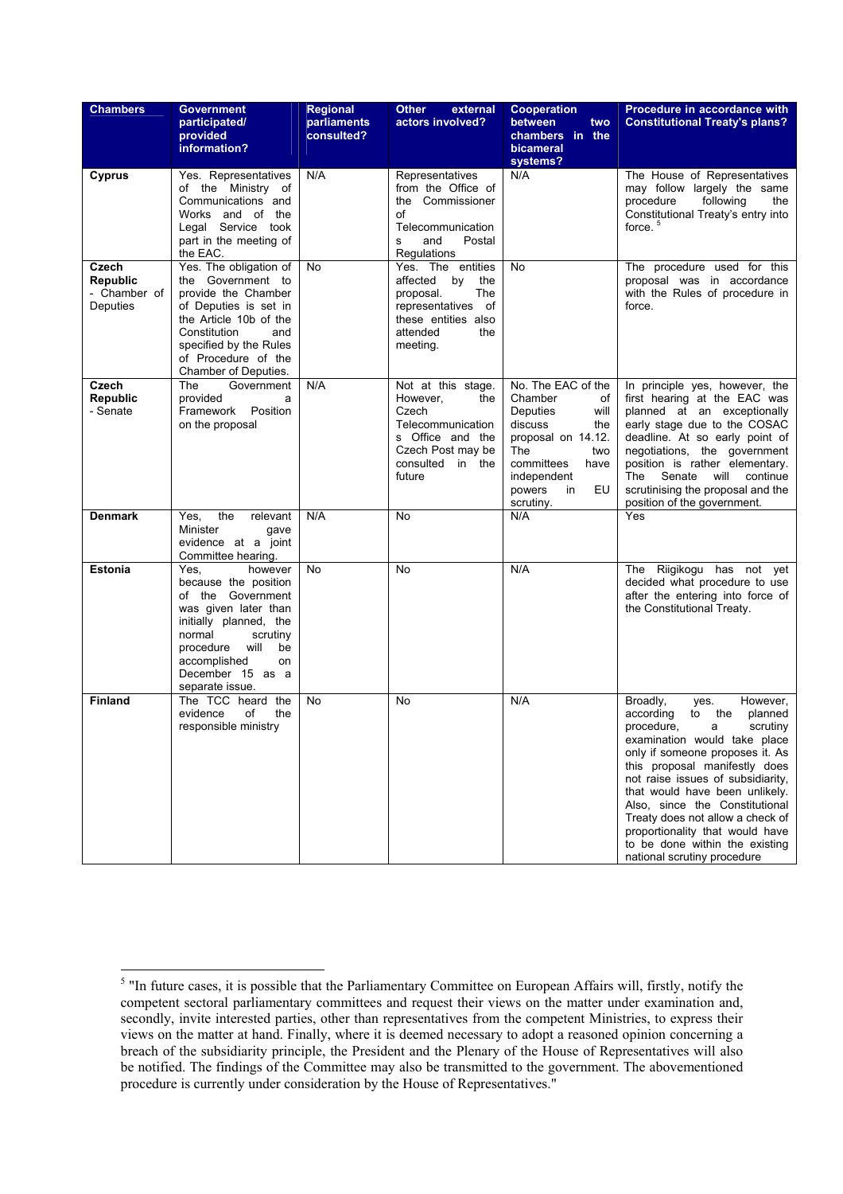| Chambers | Government participated/ provided information? | Regional parliaments consulted? | Other external actors involved? | Cooperation between two chambers in the bicameral systems? | Procedure in accordance with Constitutional Treaty's plans? |
|---|---|---|---|---|---|
| **Cyprus** | Yes. Representatives of the Ministry of Communications and Works and of the Legal Service took part in the meeting of the EAC. | N/A | Representatives from the Office of the Commissioner of Telecommunications and Postal Regulations | N/A | The House of Representatives may follow largely the same procedure following the Constitutional Treaty's entry into force. [5] |
| **Czech Republic** - Chamber of Deputies | Yes. The obligation of the Government to provide the Chamber of Deputies is set in the Article 10b of the Constitution and specified by the Rules of Procedure of the Chamber of Deputies. | No | Yes. The entities affected by the proposal. The representatives of these entities also attended the meeting. | No | The procedure used for this proposal was in accordance with the Rules of procedure in force. |
| **Czech Republic** - Senate | The Government provided a Framework Position on the proposal | N/A | Not at this stage. However, the Czech Telecommunications Office and the Czech Post may be consulted in the future | No. The EAC of the Chamber of Deputies will discuss the proposal on 14.12. The two committees have independent powers in EU scrutiny. | In principle yes, however, the first hearing at the EAC was planned at an exceptionally early stage due to the COSAC deadline. At so early point of negotiations, the government position is rather elementary. The Senate will continue scrutinising the proposal and the position of the government. |
| **Denmark** | Yes, the relevant Minister gave evidence at a joint Committee hearing. | N/A | No | N/A | Yes |
| **Estonia** | Yes, however because the position of the Government was given later than initially planned, the normal scrutiny procedure will be accomplished on December 15 as a separate issue. | No | No | N/A | The Riigikogu has not yet decided what procedure to use after the entering into force of the Constitutional Treaty. |
| **Finland** | The TCC heard the evidence of the responsible ministry | No | No | N/A | Broadly, yes. However, according to the planned procedure, a scrutiny examination would take place only if someone proposes it. As this proposal manifestly does not raise issues of subsidiarity, that would have been unlikely. Also, since the Constitutional Treaty does not allow a check of proportionality that would have to be done within the existing national scrutiny procedure |

[5] "In future cases, it is possible that the Parliamentary Committee on European Affairs will, firstly, notify the competent sectoral parliamentary committees and request their views on the matter under examination and, secondly, invite interested parties, other than representatives from the competent Ministries, to express their views on the matter at hand. Finally, where it is deemed necessary to adopt a reasoned opinion concerning a breach of the subsidiarity principle, the President and the Plenary of the House of Representatives will also be notified. The findings of the Committee may also be transmitted to the government. The abovementioned procedure is currently under consideration by the House of Representatives."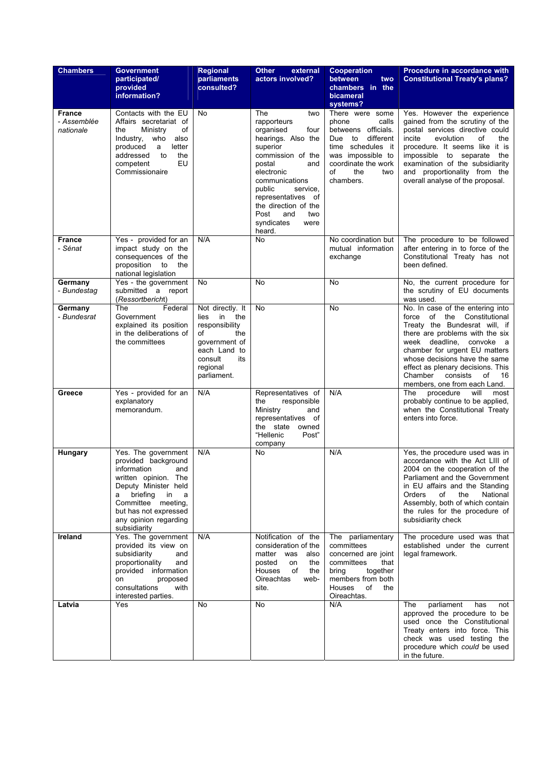| Chambers | Government participated/ provided information? | Regional parliaments consulted? | Other external actors involved? | Cooperation between two chambers in the bicameral systems? | Procedure in accordance with Constitutional Treaty's plans? |
|---|---|---|---|---|---|
| **France** - *Assemblée nationale* | Contacts with the EU Affairs secretariat of the Ministry of Industry, who also produced a letter addressed to the competent EU Commissionaire | No | The two rapporteurs organised four hearings. Also the superior commission of the postal and electronic communications public service, representatives of the direction of the Post and two syndicates were heard. | There were some phone calls betweens officials. Due to different time schedules it was impossible to coordinate the work of the two chambers. | Yes. However the experience gained from the scrutiny of the postal services directive could incite evolution of the procedure. It seems like it is impossible to separate the examination of the subsidiarity and proportionality from the overall analyse of the proposal. |
| **France** - *Sénat* | Yes - provided for an impact study on the consequences of the proposition to the national legislation | N/A | No | No coordination but mutual information exchange | The procedure to be followed after entering in to force of the Constitutional Treaty has not been defined. |
| **Germany** - *Bundestag* | Yes - the government submitted a report (*Ressortbericht*) | No | No | No | No, the current procedure for the scrutiny of EU documents was used. |
| **Germany** - *Bundesrat* | The Federal Government explained its position in the deliberations of the committees | Not directly. It lies in the responsibility of the government of each Land to consult its regional parliament. | No | No | No. In case of the entering into force of the Constitutional Treaty the Bundesrat will, if there are problems with the six week deadline, convoke a chamber for urgent EU matters whose decisions have the same effect as plenary decisions. This Chamber consists of 16 members, one from each Land. |
| **Greece** | Yes - provided for an explanatory memorandum. | N/A | Representatives of the responsible Ministry and representatives of the state owned "Hellenic Post" company | N/A | The procedure will most probably continue to be applied, when the Constitutional Treaty enters into force. |
| **Hungary** | Yes. The government provided background information and written opinion. The Deputy Minister held a briefing in a Committee meeting, but has not expressed any opinion regarding subsidiarity | N/A | No | N/A | Yes, the procedure used was in accordance with the Act LIII of 2004 on the cooperation of the Parliament and the Government in EU affairs and the Standing Orders of the National Assembly, both of which contain the rules for the procedure of subsidiarity check |
| **Ireland** | Yes. The government provided its view on subsidiarity and proportionality and provided information on proposed consultations with interested parties. | N/A | Notification of the consideration of the matter was also posted on the Houses of the Oireachtas web-site. | The parliamentary committees concerned are joint committees that bring together members from both Houses of the Oireachtas. | The procedure used was that established under the current legal framework. |
| **Latvia** | Yes | No | No | N/A | The parliament has not approved the procedure to be used once the Constitutional Treaty enters into force. This check was used testing the procedure which *could* be used in the future. |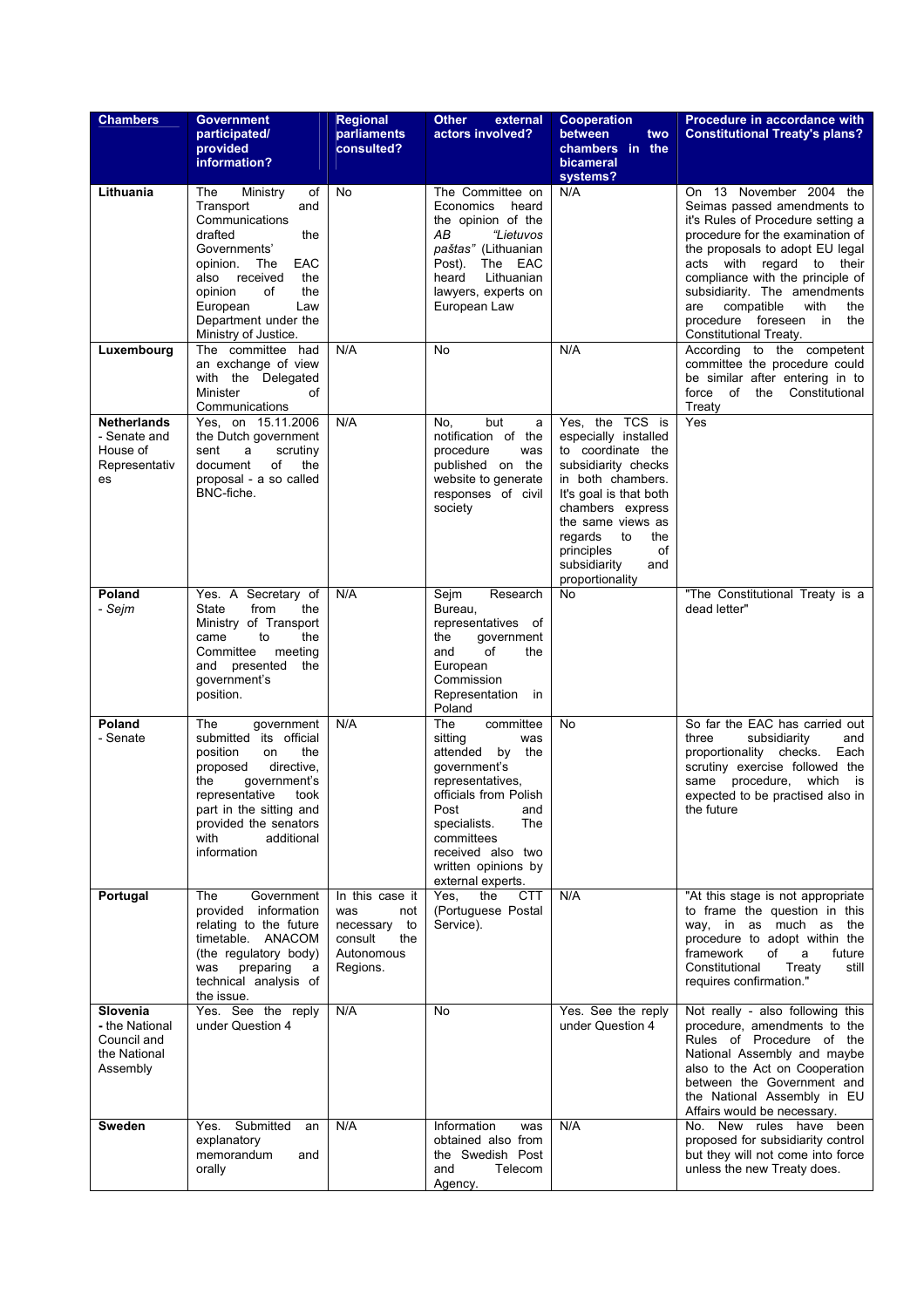| Chambers | Government participated/ provided information? | Regional parliaments consulted? | Other external actors involved? | Cooperation between two chambers in the bicameral systems? | Procedure in accordance with Constitutional Treaty's plans? |
|---|---|---|---|---|---|
| **Lithuania** | The Ministry of Transport and Communications drafted the Governments' opinion. The EAC also received the opinion of the European Law Department under the Ministry of Justice. | No | The Committee on Economics heard the opinion of the *AB "Lietuvos paštas"* (Lithuanian Post). The EAC heard Lithuanian lawyers, experts on European Law | N/A | On 13 November 2004 the Seimas passed amendments to it's Rules of Procedure setting a procedure for the examination of the proposals to adopt EU legal acts with regard to their compliance with the principle of subsidiarity. The amendments are compatible with the procedure foreseen in the Constitutional Treaty. |
| **Luxembourg** | The committee had an exchange of view with the Delegated Minister of Communications | N/A | No | N/A | According to the competent committee the procedure could be similar after entering in to force of the Constitutional Treaty |
| **Netherlands** - Senate and House of Representatives | Yes, on 15.11.2006 the Dutch government sent a scrutiny document of the proposal - a so called BNC-fiche. | N/A | No, but a notification of the procedure was published on the website to generate responses of civil society | Yes, the TCS is especially installed to coordinate the subsidiarity checks in both chambers. It's goal is that both chambers express the same views as regards to the principles of subsidiarity and proportionality | Yes |
| **Poland** - *Sejm* | Yes. A Secretary of State from the Ministry of Transport came to the Committee meeting and presented the government's position. | N/A | Sejm Research Bureau, representatives of the government and of the European Commission Representation in Poland | No | "The Constitutional Treaty is a dead letter" |
| **Poland** - Senate | The government submitted its official position on the proposed directive, the government's representative took part in the sitting and provided the senators with additional information | N/A | The committee sitting was attended by the government's representatives, officials from Polish Post and specialists. The committees received also two written opinions by external experts. | No | So far the EAC has carried out three subsidiarity and proportionality checks. Each scrutiny exercise followed the same procedure, which is expected to be practised also in the future |
| **Portugal** | The Government provided information relating to the future timetable. ANACOM (the regulatory body) was preparing a technical analysis of the issue. | In this case it was not necessary to consult the Autonomous Regions. | Yes, the CTT (Portuguese Postal Service). | N/A | "At this stage is not appropriate to frame the question in this way, in as much as the procedure to adopt within the framework of a future Constitutional Treaty still requires confirmation." |
| **Slovenia** - the National Council and the National Assembly | Yes. See the reply under Question 4 | N/A | No | Yes. See the reply under Question 4 | Not really - also following this procedure, amendments to the Rules of Procedure of the National Assembly and maybe also to the Act on Cooperation between the Government and the National Assembly in EU Affairs would be necessary. |
| **Sweden** | Yes. Submitted an explanatory memorandum and orally | N/A | Information was obtained also from the Swedish Post and Telecom Agency. | N/A | No. New rules have been proposed for subsidiarity control but they will not come into force unless the new Treaty does. |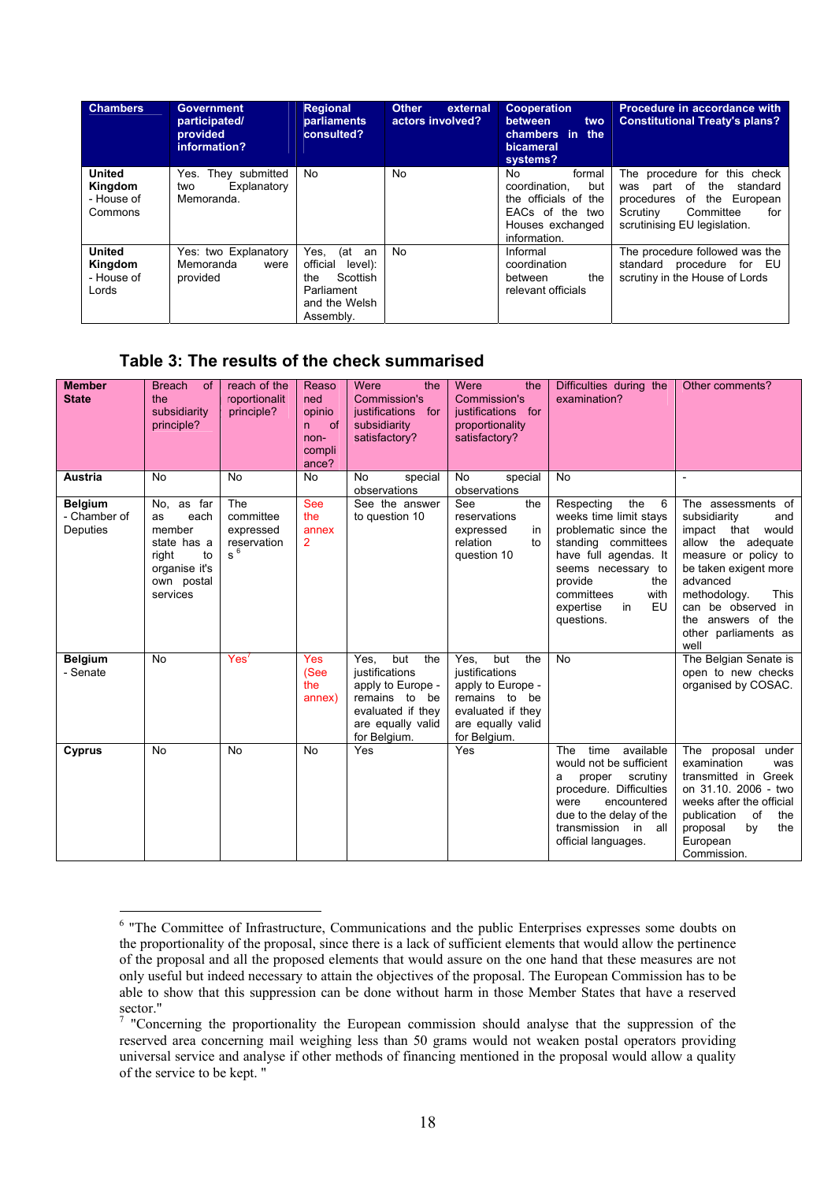| Chambers | Government participated/ provided information? | Regional parliaments consulted? | Other external actors involved? | Cooperation between two chambers in the bicameral systems? | Procedure in accordance with Constitutional Treaty's plans? |
|---|---|---|---|---|---|
| **United Kingdom** - House of Commons | Yes. They submitted two Explanatory Memoranda. | No | No | No formal coordination, but the officials of the EACs of the two Houses exchanged information. | The procedure for this check was part of the standard procedures of the European Scrutiny Committee for scrutinising EU legislation. |
| **United Kingdom** - House of Lords | Yes: two Explanatory Memoranda were provided | Yes, (at an official level): the Scottish Parliament and the Welsh Assembly. | No | Informal coordination between the relevant officials | The procedure followed was the standard procedure for EU scrutiny in the House of Lords |

## Table 3: The results of the check summarised

| Member State | Breach of the subsidiarity principle? | reach of the roportionalit principle? | Reasoned opinion of non-compliance? | Were the Commission's justifications for subsidiarity satisfactory? | Were the Commission's justifications for proportionality satisfactory? | Difficulties during the examination? | Other comments? |
|---|---|---|---|---|---|---|---|
| **Austria** | No | No | No | No special observations | No special observations | No | - |
| **Belgium** - Chamber of Deputies | No, as far as each member state has a right to organise it's own postal services | The committee expressed reservations[6] | See the annex 2 | See the answer to question 10 | See the reservations expressed in relation to question 10 | Respecting the 6 weeks time limit stays problematic since the standing committees have full agendas. It seems necessary to provide the committees with expertise in EU questions. | The assessments of subsidiarity and impact that would allow the adequate measure or policy to be taken exigent more advanced methodology. This can be observed in the answers of the other parliaments as well |
| **Belgium** - Senate | No | Yes[7] | Yes (See the annex) | Yes, but the justifications apply to Europe - remains to be evaluated if they are equally valid for Belgium. | Yes, but the justifications apply to Europe - remains to be evaluated if they are equally valid for Belgium. | No | The Belgian Senate is open to new checks organised by COSAC. |
| **Cyprus** | No | No | No | Yes | Yes | The time available would not be sufficient a proper scrutiny procedure. Difficulties were encountered due to the delay of the transmission in all official languages. | The proposal under examination was transmitted in Greek on 31.10. 2006 - two weeks after the official publication of the proposal by the European Commission. |

[6] "The Committee of Infrastructure, Communications and the public Enterprises expresses some doubts on the proportionality of the proposal, since there is a lack of sufficient elements that would allow the pertinence of the proposal and all the proposed elements that would assure on the one hand that these measures are not only useful but indeed necessary to attain the objectives of the proposal. The European Commission has to be able to show that this suppression can be done without harm in those Member States that have a reserved sector."

[7] "Concerning the proportionality the European commission should analyse that the suppression of the reserved area concerning mail weighing less than 50 grams would not weaken postal operators providing universal service and analyse if other methods of financing mentioned in the proposal would allow a quality of the service to be kept. "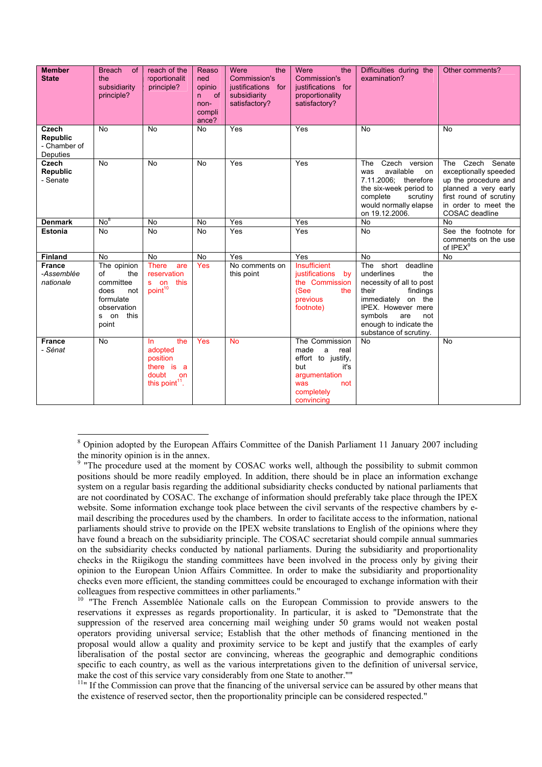| Member State | Breach of the subsidiarity principle? | reach of the roportionalit principle? | Reasoned opinion of non-compliance? | Were the Commission's justifications for subsidiarity satisfactory? | Were the Commission's justifications for proportionality satisfactory? | Difficulties during the examination? | Other comments? |
|---|---|---|---|---|---|---|---|
| **Czech Republic** - Chamber of Deputies | No | No | No | Yes | Yes | No | No |
| **Czech Republic** - Senate | No | No | No | Yes | Yes | The Czech version was available on 7.11.2006; therefore the six-week period to complete scrutiny would normally elapse on 19.12.2006. | The Czech Senate exceptionally speeded up the procedure and planned a very early first round of scrutiny in order to meet the COSAC deadline |
| **Denmark** | No[8] | No | No | Yes | Yes | No | No |
| **Estonia** | No | No | No | Yes | Yes | No | See the footnote for comments on the use of IPEX[9] |
| **Finland** | No | No | No | Yes | Yes | No | No |
| **France** -*Assemblée nationale* | The opinion of the committee does not formulate observations on this point | There are reservations on this point[10] | Yes | No comments on this point | Insufficient justifications by the Commission (See the previous footnote) | The short deadline underlines the necessity of all to post their findings immediately on the IPEX. However mere symbols are not enough to indicate the substance of scrutiny. | |
| **France** - *Sénat* | No | In the adopted position there is a doubt on this point[11]. | Yes | No | The Commission made a real effort to justify, but it's argumentation was not completely convincing | No | No |

[8] Opinion adopted by the European Affairs Committee of the Danish Parliament 11 January 2007 including the minority opinion is in the annex.

[9] "The procedure used at the moment by COSAC works well, although the possibility to submit common positions should be more readily employed. In addition, there should be in place an information exchange system on a regular basis regarding the additional subsidiarity checks conducted by national parliaments that are not coordinated by COSAC. The exchange of information should preferably take place through the IPEX website. Some information exchange took place between the civil servants of the respective chambers by e-mail describing the procedures used by the chambers. In order to facilitate access to the information, national parliaments should strive to provide on the IPEX website translations to English of the opinions where they have found a breach on the subsidiarity principle. The COSAC secretariat should compile annual summaries on the subsidiarity checks conducted by national parliaments. During the subsidiarity and proportionality checks in the Riigikogu the standing committees have been involved in the process only by giving their opinion to the European Union Affairs Committee. In order to make the subsidiarity and proportionality checks even more efficient, the standing committees could be encouraged to exchange information with their colleagues from respective committees in other parliaments."

[10] "The French Assemblée Nationale calls on the European Commission to provide answers to the reservations it expresses as regards proportionality. In particular, it is asked to "Demonstrate that the suppression of the reserved area concerning mail weighing under 50 grams would not weaken postal operators providing universal service; Establish that the other methods of financing mentioned in the proposal would allow a quality and proximity service to be kept and justify that the examples of early liberalisation of the postal sector are convincing, whereas the geographic and demographic conditions specific to each country, as well as the various interpretations given to the definition of universal service, make the cost of this service vary considerably from one State to another.""

[11]" If the Commission can prove that the financing of the universal service can be assured by other means that the existence of reserved sector, then the proportionality principle can be considered respected."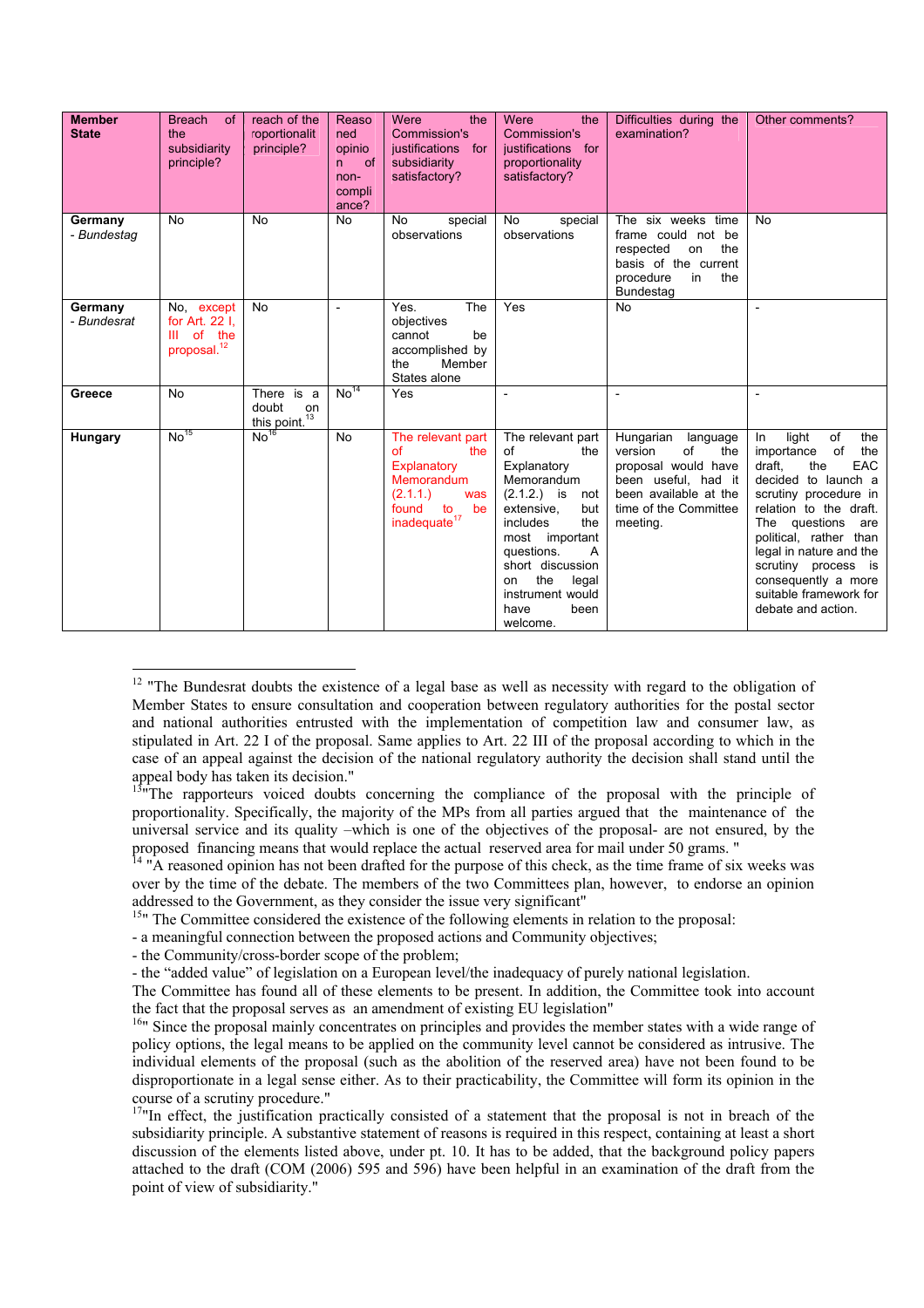| Member State | Breach of the subsidiarity principle? | Breach of the proportionality principle? | Reasoned opinion of non-compliance? | Were the Commission's justifications for subsidiarity satisfactory? | Were the Commission's justifications for proportionality satisfactory? | Difficulties during the examination? | Other comments? |
|---|---|---|---|---|---|---|---|
| **Germany** - *Bundestag* | No | No | No | No special observations | No special observations | The six weeks time frame could not be respected on the basis of the current procedure in the Bundestag | No |
| **Germany** - *Bundesrat* | No, except for Art. 22 I, III of the proposal.[12] | No | - | Yes. The objectives cannot be accomplished by the Member States alone | Yes | No | - |
| **Greece** | No | There is a doubt on this point.[13] | No[14] | Yes | - | - | - |
| **Hungary** | No[15] | No[16] | No | The relevant part of the Explanatory Memorandum (2.1.1.) was found to be inadequate[17] | The relevant part of the Explanatory Memorandum (2.1.2.) is not extensive, but includes the most important questions. A short discussion on the legal instrument would have been welcome. | Hungarian language version of the proposal would have been useful, had it been available at the time of the Committee meeting. | In light of the importance of the draft, the EAC decided to launch a scrutiny procedure in relation to the draft. The questions are political, rather than legal in nature and the scrutiny process is consequently a more suitable framework for debate and action. |

[12] "The Bundesrat doubts the existence of a legal base as well as necessity with regard to the obligation of Member States to ensure consultation and cooperation between regulatory authorities for the postal sector and national authorities entrusted with the implementation of competition law and consumer law, as stipulated in Art. 22 I of the proposal. Same applies to Art. 22 III of the proposal according to which in the case of an appeal against the decision of the national regulatory authority the decision shall stand until the appeal body has taken its decision."

[13] "The rapporteurs voiced doubts concerning the compliance of the proposal with the principle of proportionality. Specifically, the majority of the MPs from all parties argued that the maintenance of the universal service and its quality –which is one of the objectives of the proposal- are not ensured, by the proposed financing means that would replace the actual reserved area for mail under 50 grams. "

[14] "A reasoned opinion has not been drafted for the purpose of this check, as the time frame of six weeks was over by the time of the debate. The members of the two Committees plan, however, to endorse an opinion addressed to the Government, as they consider the issue very significant"

[15] " The Committee considered the existence of the following elements in relation to the proposal:
- a meaningful connection between the proposed actions and Community objectives;
- the Community/cross-border scope of the problem;
- the "added value" of legislation on a European level/the inadequacy of purely national legislation.
The Committee has found all of these elements to be present. In addition, the Committee took into account the fact that the proposal serves as an amendment of existing EU legislation"

[16] " Since the proposal mainly concentrates on principles and provides the member states with a wide range of policy options, the legal means to be applied on the community level cannot be considered as intrusive. The individual elements of the proposal (such as the abolition of the reserved area) have not been found to be disproportionate in a legal sense either. As to their practicability, the Committee will form its opinion in the course of a scrutiny procedure."

[17] "In effect, the justification practically consisted of a statement that the proposal is not in breach of the subsidiarity principle. A substantive statement of reasons is required in this respect, containing at least a short discussion of the elements listed above, under pt. 10. It has to be added, that the background policy papers attached to the draft (COM (2006) 595 and 596) have been helpful in an examination of the draft from the point of view of subsidiarity."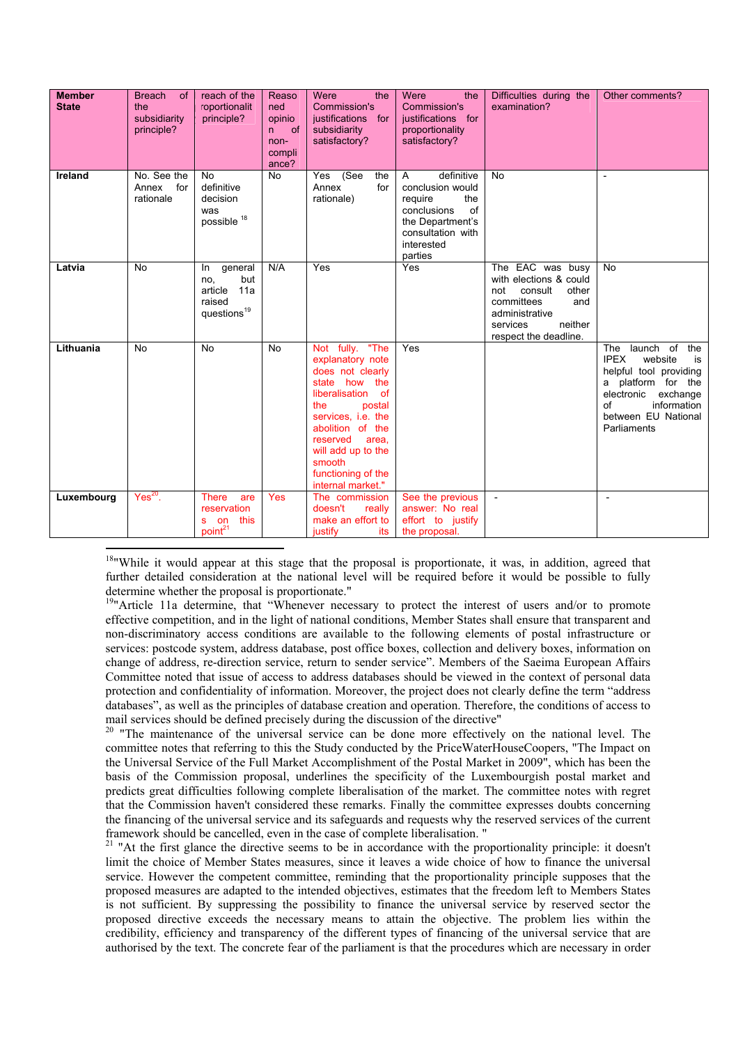| Member State | Breach of the subsidiarity principle? | reach of the roportionalit principle? | Reasoned opinion of non-compliance? | Were the Commission's justifications for subsidiarity satisfactory? | Were the Commission's justifications for proportionality satisfactory? | Difficulties during the examination? | Other comments? |
|---|---|---|---|---|---|---|---|
| **Ireland** | No. See the Annex for rationale | No definitive decision was possible [18] | No | Yes (See the Annex for rationale) | A definitive conclusion would require the conclusions of the Department's consultation with interested parties | No | - |
| **Latvia** | No | In general no, but article 11a raised questions[19] | N/A | Yes | Yes | The EAC was busy with elections & could not consult other committees and administrative services neither respect the deadline. | No |
| **Lithuania** | No | No | No | Not fully. "The explanatory note does not clearly state how the liberalisation of the postal services, i.e. the abolition of the reserved area, will add up to the smooth functioning of the internal market." | Yes | | The launch of the IPEX website is helpful tool providing a platform for the electronic exchange of information between EU National Parliaments |
| **Luxembourg** | Yes[20]. | There are reservations on this point[21] | Yes | The commission doesn't really make an effort to justify its | See the previous answer: No real effort to justify the proposal. | - | - |

[18]"While it would appear at this stage that the proposal is proportionate, it was, in addition, agreed that further detailed consideration at the national level will be required before it would be possible to fully determine whether the proposal is proportionate."

[19]"Article 11a determine, that "Whenever necessary to protect the interest of users and/or to promote effective competition, and in the light of national conditions, Member States shall ensure that transparent and non-discriminatory access conditions are available to the following elements of postal infrastructure or services: postcode system, address database, post office boxes, collection and delivery boxes, information on change of address, re-direction service, return to sender service". Members of the Saeima European Affairs Committee noted that issue of access to address databases should be viewed in the context of personal data protection and confidentiality of information. Moreover, the project does not clearly define the term "address databases", as well as the principles of database creation and operation. Therefore, the conditions of access to mail services should be defined precisely during the discussion of the directive"

[20] "The maintenance of the universal service can be done more effectively on the national level. The committee notes that referring to this the Study conducted by the PriceWaterHouseCoopers, "The Impact on the Universal Service of the Full Market Accomplishment of the Postal Market in 2009", which has been the basis of the Commission proposal, underlines the specificity of the Luxembourgish postal market and predicts great difficulties following complete liberalisation of the market. The committee notes with regret that the Commission haven't considered these remarks. Finally the committee expresses doubts concerning the financing of the universal service and its safeguards and requests why the reserved services of the current framework should be cancelled, even in the case of complete liberalisation. "

[21] "At the first glance the directive seems to be in accordance with the proportionality principle: it doesn't limit the choice of Member States measures, since it leaves a wide choice of how to finance the universal service. However the competent committee, reminding that the proportionality principle supposes that the proposed measures are adapted to the intended objectives, estimates that the freedom left to Members States is not sufficient. By suppressing the possibility to finance the universal service by reserved sector the proposed directive exceeds the necessary means to attain the objective. The problem lies within the credibility, efficiency and transparency of the different types of financing of the universal service that are authorised by the text. The concrete fear of the parliament is that the procedures which are necessary in order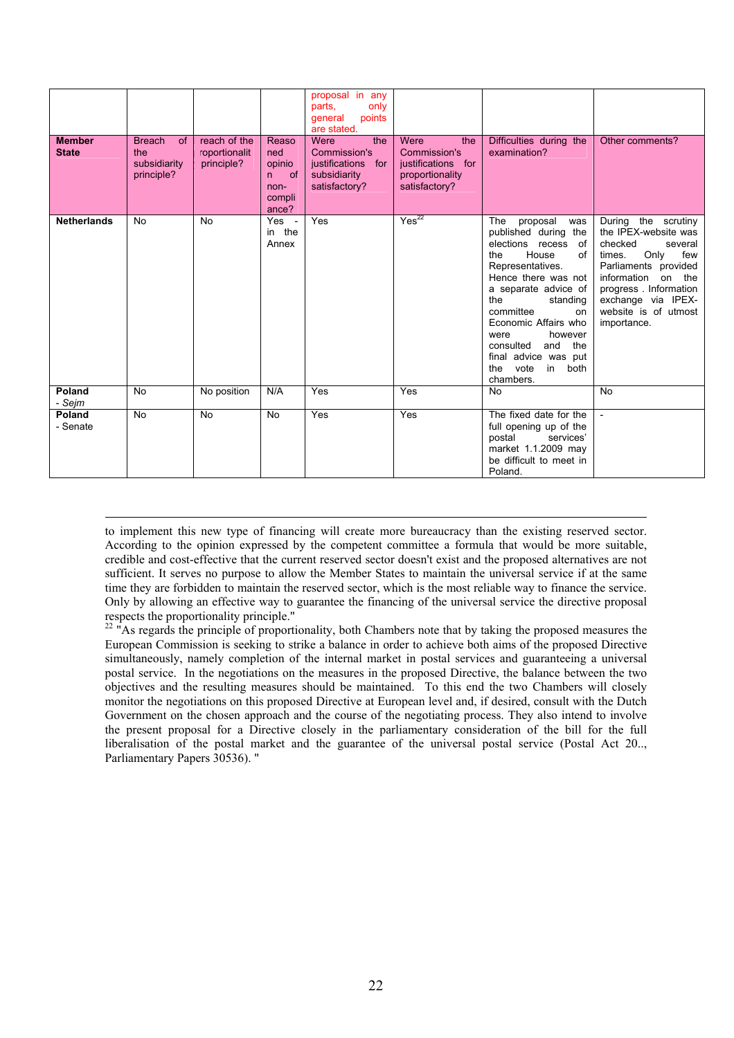| | | | | proposal in any parts, only general points are stated. | | | |
|---|---|---|---|---|---|---|---|
| **Member State** | Breach of the subsidiarity principle? | reach of the roportionalit principle? | Reasoned opinion of non-compliance? | Were the Commission's justifications for subsidiarity satisfactory? | Were the Commission's justifications for proportionality satisfactory? | Difficulties during the examination? | Other comments? |
| **Netherlands** | No | No | Yes - in the Annex | Yes | Yes[22] | The proposal was published during the elections recess of the House of Representatives. Hence there was not a separate advice of the standing committee on Economic Affairs who were however consulted and the final advice was put the vote in both chambers. | During the scrutiny the IPEX-website was checked several times. Only few Parliaments provided information on the progress . Information exchange via IPEX-website is of utmost importance. |
| **Poland** - *Sejm* | No | No position | N/A | Yes | Yes | No | No |
| **Poland** - Senate | No | No | No | Yes | Yes | The fixed date for the full opening up of the postal services' market 1.1.2009 may be difficult to meet in Poland. | - |

to implement this new type of financing will create more bureaucracy than the existing reserved sector. According to the opinion expressed by the competent committee a formula that would be more suitable, credible and cost-effective that the current reserved sector doesn't exist and the proposed alternatives are not sufficient. It serves no purpose to allow the Member States to maintain the universal service if at the same time they are forbidden to maintain the reserved sector, which is the most reliable way to finance the service. Only by allowing an effective way to guarantee the financing of the universal service the directive proposal respects the proportionality principle."

[22] "As regards the principle of proportionality, both Chambers note that by taking the proposed measures the European Commission is seeking to strike a balance in order to achieve both aims of the proposed Directive simultaneously, namely completion of the internal market in postal services and guaranteeing a universal postal service. In the negotiations on the measures in the proposed Directive, the balance between the two objectives and the resulting measures should be maintained. To this end the two Chambers will closely monitor the negotiations on this proposed Directive at European level and, if desired, consult with the Dutch Government on the chosen approach and the course of the negotiating process. They also intend to involve the present proposal for a Directive closely in the parliamentary consideration of the bill for the full liberalisation of the postal market and the guarantee of the universal postal service (Postal Act 20.., Parliamentary Papers 30536). "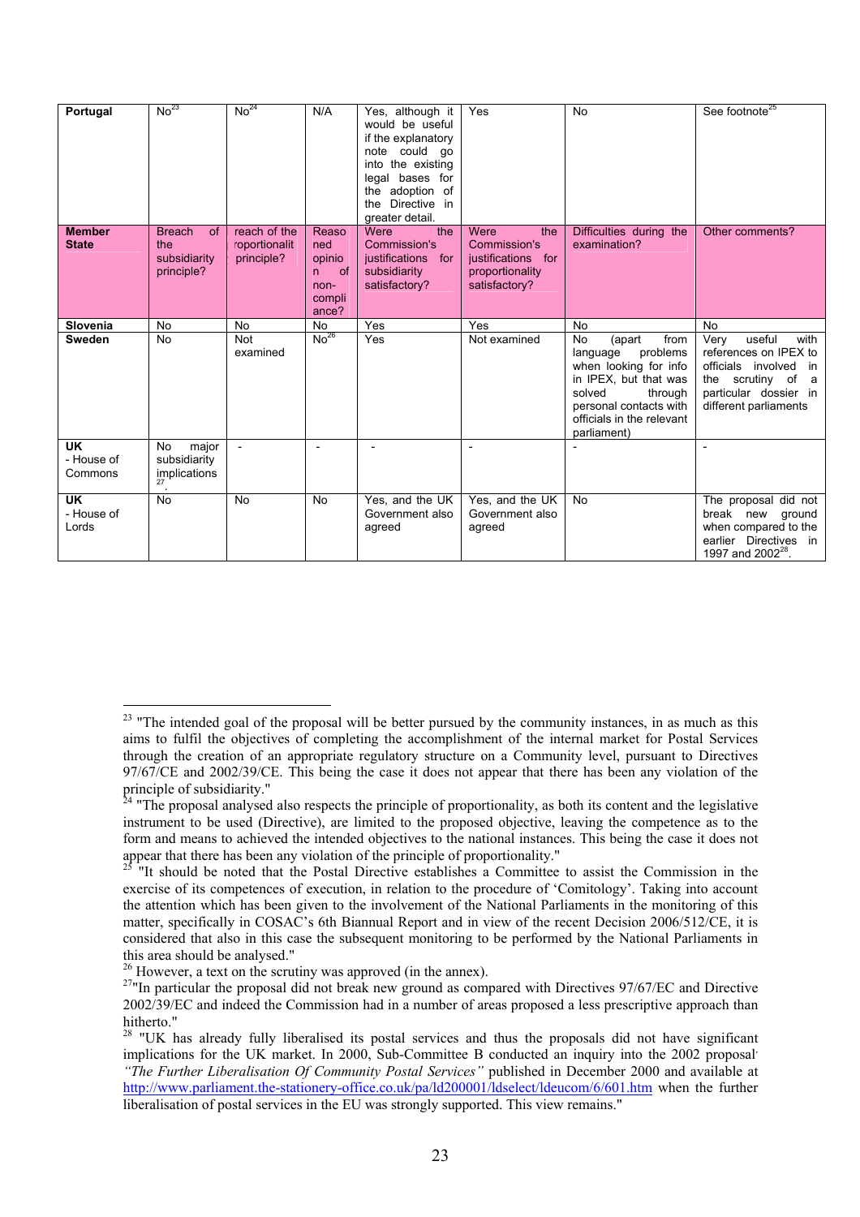| Portugal | No[23] | No[24] | N/A | Yes, although it would be useful if the explanatory note could go into the existing legal bases for the adoption of the Directive in greater detail. | Yes | No | See footnote[25] |
|---|---|---|---|---|---|---|---|
| **Member State** | Breach of the subsidiarity principle? | Breach of the proportionality principle? | Reasoned opinion of non-compliance? | Were the Commission's justifications for subsidiarity satisfactory? | Were the Commission's justifications for proportionality satisfactory? | Difficulties during the examination? | Other comments? |
| **Slovenia** | No | No | No | Yes | Yes | No | No |
| **Sweden** | No | Not examined | No[26] | Yes | Not examined | No (apart from language problems when looking for info in IPEX, but that was solved through personal contacts with officials in the relevant parliament) | Very useful with references on IPEX to officials involved in the scrutiny of a particular dossier in different parliaments |
| **UK** - House of Commons | No major subsidiarity implications[27]. | - | - | - | - | - | - |
| **UK** - House of Lords | No | No | No | Yes, and the UK Government also agreed | Yes, and the UK Government also agreed | No | The proposal did not break new ground when compared to the earlier Directives in 1997 and 2002[28]. |

[23] "The intended goal of the proposal will be better pursued by the community instances, in as much as this aims to fulfil the objectives of completing the accomplishment of the internal market for Postal Services through the creation of an appropriate regulatory structure on a Community level, pursuant to Directives 97/67/CE and 2002/39/CE. This being the case it does not appear that there has been any violation of the principle of subsidiarity."

[24] "The proposal analysed also respects the principle of proportionality, as both its content and the legislative instrument to be used (Directive), are limited to the proposed objective, leaving the competence as to the form and means to achieved the intended objectives to the national instances. This being the case it does not appear that there has been any violation of the principle of proportionality."

[25] "It should be noted that the Postal Directive establishes a Committee to assist the Commission in the exercise of its competences of execution, in relation to the procedure of 'Comitology'. Taking into account the attention which has been given to the involvement of the National Parliaments in the monitoring of this matter, specifically in COSAC's 6th Biannual Report and in view of the recent Decision 2006/512/CE, it is considered that also in this case the subsequent monitoring to be performed by the National Parliaments in this area should be analysed."

[26] However, a text on the scrutiny was approved (in the annex).

[27] "In particular the proposal did not break new ground as compared with Directives 97/67/EC and Directive 2002/39/EC and indeed the Commission had in a number of areas proposed a less prescriptive approach than hitherto."

[28] "UK has already fully liberalised its postal services and thus the proposals did not have significant implications for the UK market. In 2000, Sub-Committee B conducted an inquiry into the 2002 proposal *"The Further Liberalisation Of Community Postal Services"* published in December 2000 and available at http://www.parliament.the-stationery-office.co.uk/pa/ld200001/ldselect/ldeucom/6/601.htm when the further liberalisation of postal services in the EU was strongly supported. This view remains."